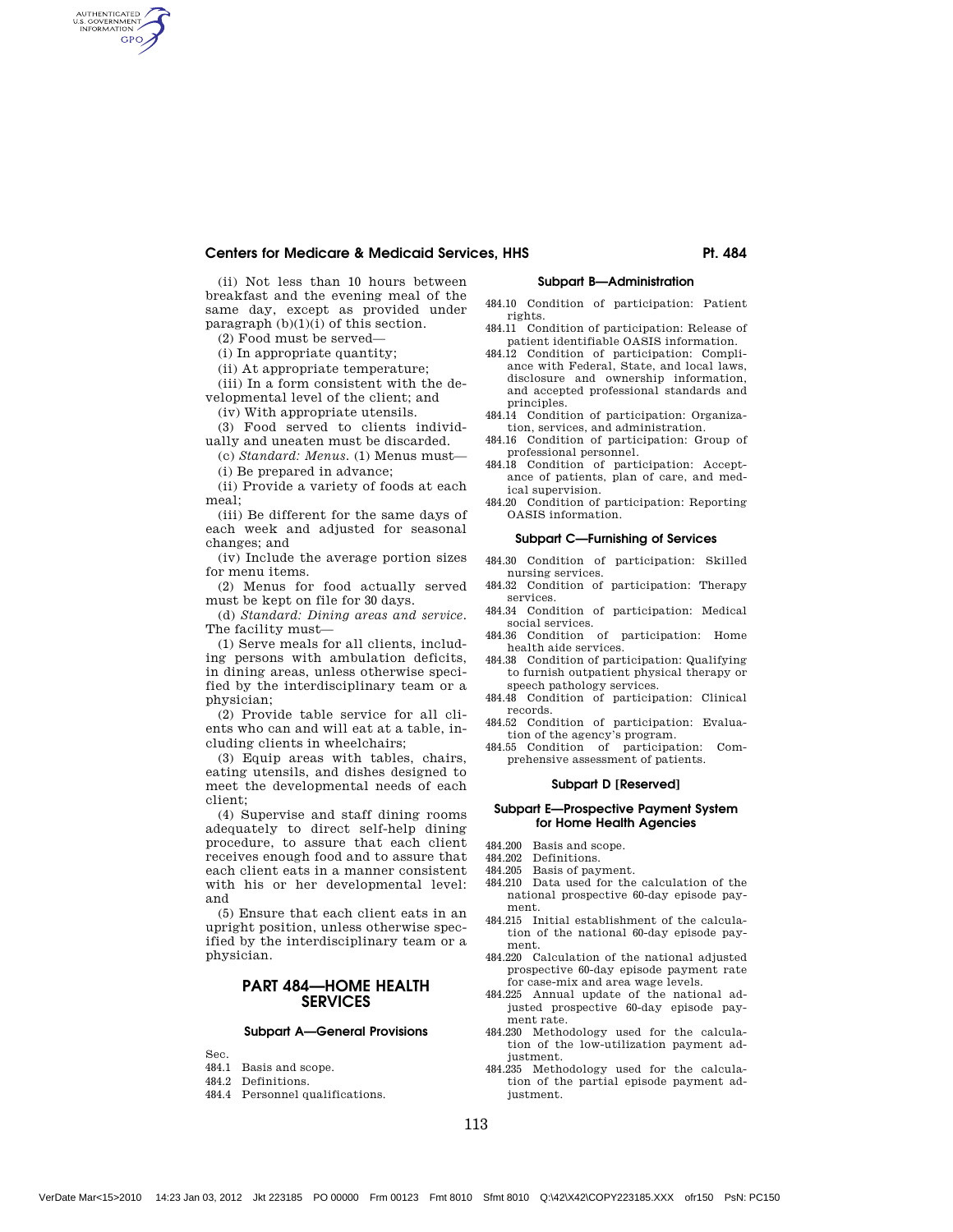(ii) Not less than 10 hours between breakfast and the evening meal of the same day, except as provided under paragraph (b)(1)(i) of this section.

(2) Food must be served—

(i) In appropriate quantity;

(ii) At appropriate temperature;

(iii) In a form consistent with the developmental level of the client; and

(iv) With appropriate utensils.

(3) Food served to clients individually and uneaten must be discarded.

(c) *Standard: Menus.* (1) Menus must—

(i) Be prepared in advance;

(ii) Provide a variety of foods at each meal;

(iii) Be different for the same days of each week and adjusted for seasonal changes; and

(iv) Include the average portion sizes for menu items.

(2) Menus for food actually served must be kept on file for 30 days.

(d) *Standard: Dining areas and service.* The facility must—

(1) Serve meals for all clients, including persons with ambulation deficits, in dining areas, unless otherwise specified by the interdisciplinary team or a physician;

(2) Provide table service for all clients who can and will eat at a table, including clients in wheelchairs;

(3) Equip areas with tables, chairs, eating utensils, and dishes designed to meet the developmental needs of each client;

(4) Supervise and staff dining rooms adequately to direct self-help dining procedure, to assure that each client receives enough food and to assure that each client eats in a manner consistent with his or her developmental level: and

(5) Ensure that each client eats in an upright position, unless otherwise specified by the interdisciplinary team or a physician.

# PART 484—HOME HEALTH SERVICES

### Subpart A—General Provisions

Sec.
484.1 Basis and scope.
484.2 Definitions.
484.4 Personnel qualifications.

### Subpart B—Administration

484.10 Condition of participation: Patient rights.
484.11 Condition of participation: Release of patient identifiable OASIS information.
484.12 Condition of participation: Compliance with Federal, State, and local laws, disclosure and ownership information, and accepted professional standards and principles.
484.14 Condition of participation: Organization, services, and administration.
484.16 Condition of participation: Group of professional personnel.
484.18 Condition of participation: Acceptance of patients, plan of care, and medical supervision.
484.20 Condition of participation: Reporting OASIS information.

### Subpart C—Furnishing of Services

484.30 Condition of participation: Skilled nursing services.
484.32 Condition of participation: Therapy services.
484.34 Condition of participation: Medical social services.
484.36 Condition of participation: Home health aide services.
484.38 Condition of participation: Qualifying to furnish outpatient physical therapy or speech pathology services.
484.48 Condition of participation: Clinical records.
484.52 Condition of participation: Evaluation of the agency's program.
484.55 Condition of participation: Comprehensive assessment of patients.

### Subpart D [Reserved]

### Subpart E—Prospective Payment System for Home Health Agencies

484.200 Basis and scope.
484.202 Definitions.
484.205 Basis of payment.
484.210 Data used for the calculation of the national prospective 60-day episode payment.
484.215 Initial establishment of the calculation of the national 60-day episode payment.
484.220 Calculation of the national adjusted prospective 60-day episode payment rate for case-mix and area wage levels.
484.225 Annual update of the national adjusted prospective 60-day episode payment rate.
484.230 Methodology used for the calculation of the low-utilization payment adjustment.
484.235 Methodology used for the calculation of the partial episode payment adjustment.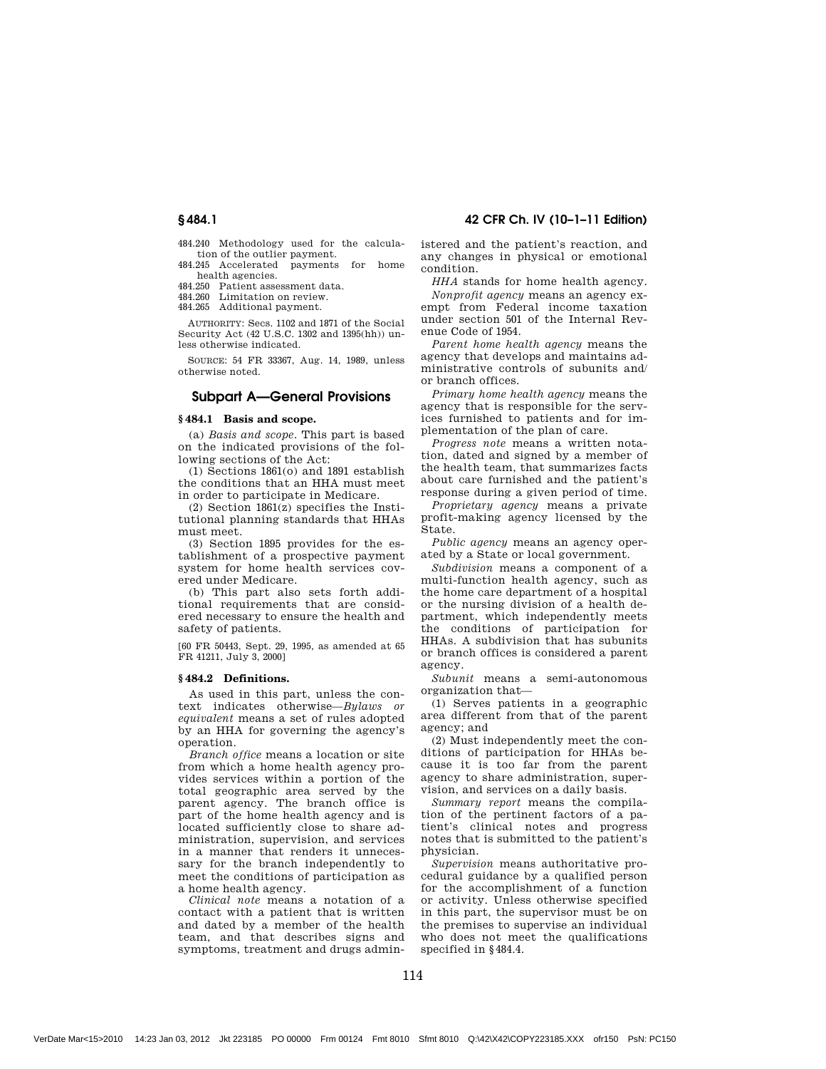484.240 Methodology used for the calculation of the outlier payment.
484.245 Accelerated payments for home health agencies.
484.250 Patient assessment data.
484.260 Limitation on review.
484.265 Additional payment.

AUTHORITY: Secs. 1102 and 1871 of the Social Security Act (42 U.S.C. 1302 and 1395(hh)) unless otherwise indicated.

SOURCE: 54 FR 33367, Aug. 14, 1989, unless otherwise noted.

## Subpart A—General Provisions

### § 484.1 Basis and scope.

(a) *Basis and scope.* This part is based on the indicated provisions of the following sections of the Act:

(1) Sections 1861(o) and 1891 establish the conditions that an HHA must meet in order to participate in Medicare.

(2) Section 1861(z) specifies the Institutional planning standards that HHAs must meet.

(3) Section 1895 provides for the establishment of a prospective payment system for home health services covered under Medicare.

(b) This part also sets forth additional requirements that are considered necessary to ensure the health and safety of patients.

[60 FR 50443, Sept. 29, 1995, as amended at 65 FR 41211, July 3, 2000]

### § 484.2 Definitions.

As used in this part, unless the context indicates otherwise—*Bylaws or equivalent* means a set of rules adopted by an HHA for governing the agency's operation.

*Branch office* means a location or site from which a home health agency provides services within a portion of the total geographic area served by the parent agency. The branch office is part of the home health agency and is located sufficiently close to share administration, supervision, and services in a manner that renders it unnecessary for the branch independently to meet the conditions of participation as a home health agency.

*Clinical note* means a notation of a contact with a patient that is written and dated by a member of the health team, and that describes signs and symptoms, treatment and drugs administered and the patient's reaction, and any changes in physical or emotional condition.

*HHA* stands for home health agency.

*Nonprofit agency* means an agency exempt from Federal income taxation under section 501 of the Internal Revenue Code of 1954.

*Parent home health agency* means the agency that develops and maintains administrative controls of subunits and/or branch offices.

*Primary home health agency* means the agency that is responsible for the services furnished to patients and for implementation of the plan of care.

*Progress note* means a written notation, dated and signed by a member of the health team, that summarizes facts about care furnished and the patient's response during a given period of time.

*Proprietary agency* means a private profit-making agency licensed by the State.

*Public agency* means an agency operated by a State or local government.

*Subdivision* means a component of a multi-function health agency, such as the home care department of a hospital or the nursing division of a health department, which independently meets the conditions of participation for HHAs. A subdivision that has subunits or branch offices is considered a parent agency.

*Subunit* means a semi-autonomous organization that—

(1) Serves patients in a geographic area different from that of the parent agency; and

(2) Must independently meet the conditions of participation for HHAs because it is too far from the parent agency to share administration, supervision, and services on a daily basis.

*Summary report* means the compilation of the pertinent factors of a patient's clinical notes and progress notes that is submitted to the patient's physician.

*Supervision* means authoritative procedural guidance by a qualified person for the accomplishment of a function or activity. Unless otherwise specified in this part, the supervisor must be on the premises to supervise an individual who does not meet the qualifications specified in § 484.4.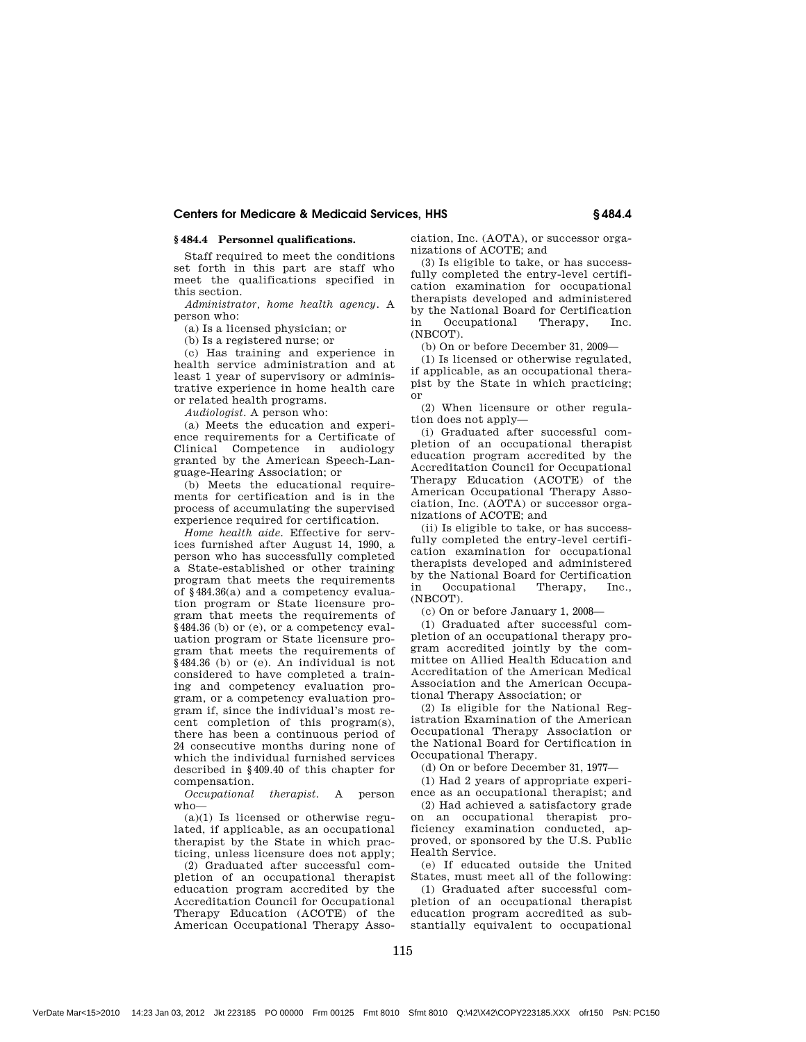### § 484.4 Personnel qualifications.

Staff required to meet the conditions set forth in this part are staff who meet the qualifications specified in this section.

*Administrator, home health agency.* A person who:

(a) Is a licensed physician; or

(b) Is a registered nurse; or

(c) Has training and experience in health service administration and at least 1 year of supervisory or administrative experience in home health care or related health programs.

*Audiologist.* A person who:

(a) Meets the education and experience requirements for a Certificate of Clinical Competence in audiology granted by the American Speech-Language-Hearing Association; or

(b) Meets the educational requirements for certification and is in the process of accumulating the supervised experience required for certification.

*Home health aide.* Effective for services furnished after August 14, 1990, a person who has successfully completed a State-established or other training program that meets the requirements of § 484.36(a) and a competency evaluation program or State licensure program that meets the requirements of § 484.36 (b) or (e), or a competency evaluation program or State licensure program that meets the requirements of § 484.36 (b) or (e). An individual is not considered to have completed a training and competency evaluation program, or a competency evaluation program if, since the individual's most recent completion of this program(s), there has been a continuous period of 24 consecutive months during none of which the individual furnished services described in § 409.40 of this chapter for compensation.

*Occupational therapist.* A person who—

(a)(1) Is licensed or otherwise regulated, if applicable, as an occupational therapist by the State in which practicing, unless licensure does not apply;

(2) Graduated after successful completion of an occupational therapist education program accredited by the Accreditation Council for Occupational Therapy Education (ACOTE) of the American Occupational Therapy Association, Inc. (AOTA), or successor organizations of ACOTE; and

(3) Is eligible to take, or has successfully completed the entry-level certification examination for occupational therapists developed and administered by the National Board for Certification in Occupational Therapy, Inc. (NBCOT).

(b) On or before December 31, 2009—

(1) Is licensed or otherwise regulated, if applicable, as an occupational therapist by the State in which practicing; or

(2) When licensure or other regulation does not apply—

(i) Graduated after successful completion of an occupational therapist education program accredited by the Accreditation Council for Occupational Therapy Education (ACOTE) of the American Occupational Therapy Association, Inc. (AOTA) or successor organizations of ACOTE; and

(ii) Is eligible to take, or has successfully completed the entry-level certification examination for occupational therapists developed and administered by the National Board for Certification in Occupational Therapy, Inc., (NBCOT).

(c) On or before January 1, 2008—

(1) Graduated after successful completion of an occupational therapy program accredited jointly by the committee on Allied Health Education and Accreditation of the American Medical Association and the American Occupational Therapy Association; or

(2) Is eligible for the National Registration Examination of the American Occupational Therapy Association or the National Board for Certification in Occupational Therapy.

(d) On or before December 31, 1977—

(1) Had 2 years of appropriate experience as an occupational therapist; and

(2) Had achieved a satisfactory grade on an occupational therapist proficiency examination conducted, approved, or sponsored by the U.S. Public Health Service.

(e) If educated outside the United States, must meet all of the following:

(1) Graduated after successful completion of an occupational therapist education program accredited as substantially equivalent to occupational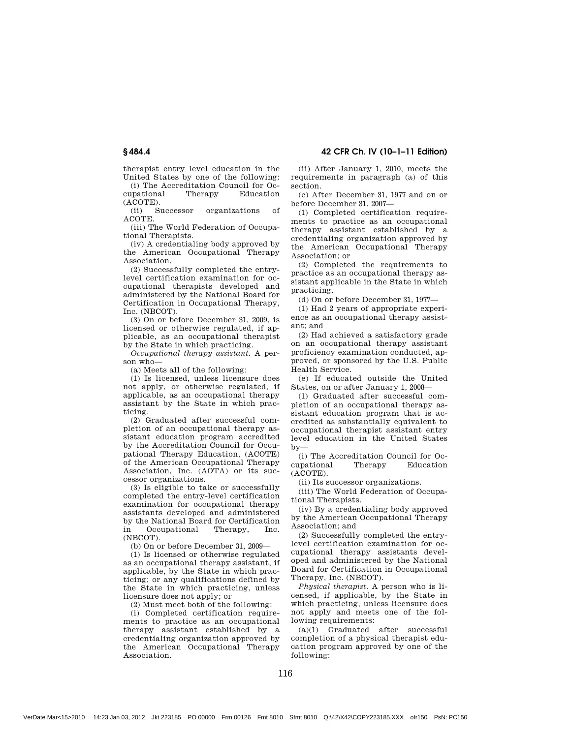therapist entry level education in the United States by one of the following:

(i) The Accreditation Council for Occupational Therapy Education (ACOTE).

(ii) Successor organizations of ACOTE.

(iii) The World Federation of Occupational Therapists.

(iv) A credentialing body approved by the American Occupational Therapy Association.

(2) Successfully completed the entry-level certification examination for occupational therapists developed and administered by the National Board for Certification in Occupational Therapy, Inc. (NBCOT).

(3) On or before December 31, 2009, is licensed or otherwise regulated, if applicable, as an occupational therapist by the State in which practicing.

*Occupational therapy assistant*. A person who—

(a) Meets all of the following:

(1) Is licensed, unless licensure does not apply, or otherwise regulated, if applicable, as an occupational therapy assistant by the State in which practicing.

(2) Graduated after successful completion of an occupational therapy assistant education program accredited by the Accreditation Council for Occupational Therapy Education, (ACOTE) of the American Occupational Therapy Association, Inc. (AOTA) or its successor organizations.

(3) Is eligible to take or successfully completed the entry-level certification examination for occupational therapy assistants developed and administered by the National Board for Certification in Occupational Therapy, Inc. (NBCOT).

(b) On or before December 31, 2009—

(1) Is licensed or otherwise regulated as an occupational therapy assistant, if applicable, by the State in which practicing; or any qualifications defined by the State in which practicing, unless licensure does not apply; or

(2) Must meet both of the following:

(i) Completed certification requirements to practice as an occupational therapy assistant established by a credentialing organization approved by the American Occupational Therapy Association.

(ii) After January 1, 2010, meets the requirements in paragraph (a) of this section.

(c) After December 31, 1977 and on or before December 31, 2007—

(1) Completed certification requirements to practice as an occupational therapy assistant established by a credentialing organization approved by the American Occupational Therapy Association; or

(2) Completed the requirements to practice as an occupational therapy assistant applicable in the State in which practicing.

(d) On or before December 31, 1977—

(1) Had 2 years of appropriate experience as an occupational therapy assistant; and

(2) Had achieved a satisfactory grade on an occupational therapy assistant proficiency examination conducted, approved, or sponsored by the U.S. Public Health Service.

(e) If educated outside the United States, on or after January 1, 2008—

(1) Graduated after successful completion of an occupational therapy assistant education program that is accredited as substantially equivalent to occupational therapist assistant entry level education in the United States by—

(i) The Accreditation Council for Occupational Therapy Education (ACOTE).

(ii) Its successor organizations.

(iii) The World Federation of Occupational Therapists.

(iv) By a credentialing body approved by the American Occupational Therapy Association; and

(2) Successfully completed the entry-level certification examination for occupational therapy assistants developed and administered by the National Board for Certification in Occupational Therapy, Inc. (NBCOT).

*Physical therapist*. A person who is licensed, if applicable, by the State in which practicing, unless licensure does not apply and meets one of the following requirements:

(a)(1) Graduated after successful completion of a physical therapist education program approved by one of the following: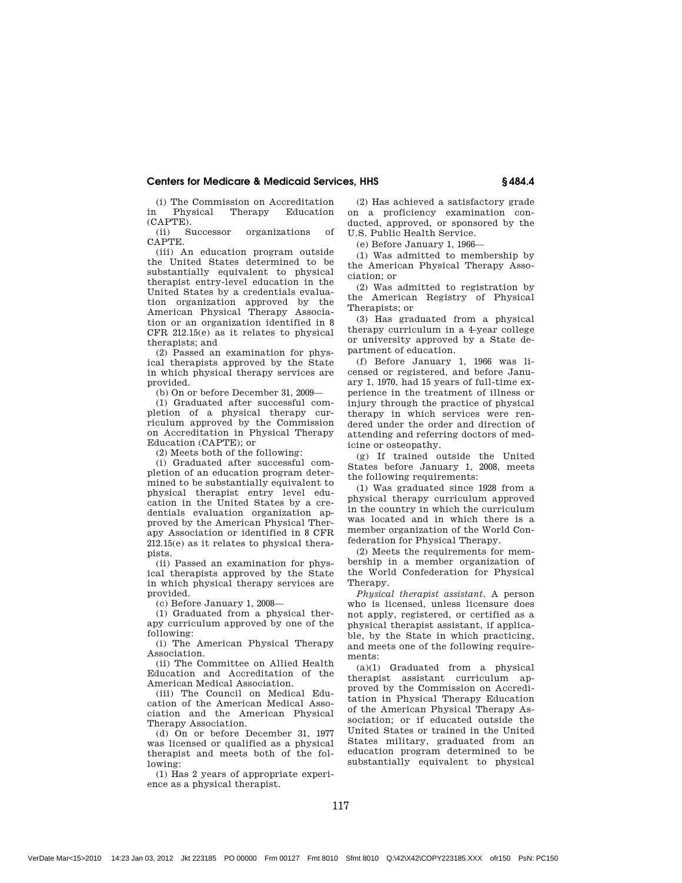(i) The Commission on Accreditation in Physical Therapy Education (CAPTE).

(ii) Successor organizations of CAPTE.

(iii) An education program outside the United States determined to be substantially equivalent to physical therapist entry-level education in the United States by a credentials evaluation organization approved by the American Physical Therapy Association or an organization identified in 8 CFR 212.15(e) as it relates to physical therapists; and

(2) Passed an examination for physical therapists approved by the State in which physical therapy services are provided.

(b) On or before December 31, 2009—

(1) Graduated after successful completion of a physical therapy curriculum approved by the Commission on Accreditation in Physical Therapy Education (CAPTE); or

(2) Meets both of the following:

(i) Graduated after successful completion of an education program determined to be substantially equivalent to physical therapist entry level education in the United States by a credentials evaluation organization approved by the American Physical Therapy Association or identified in 8 CFR 212.15(e) as it relates to physical therapists.

(ii) Passed an examination for physical therapists approved by the State in which physical therapy services are provided.

(c) Before January 1, 2008—

(1) Graduated from a physical therapy curriculum approved by one of the following:

(i) The American Physical Therapy Association.

(ii) The Committee on Allied Health Education and Accreditation of the American Medical Association.

(iii) The Council on Medical Education of the American Medical Association and the American Physical Therapy Association.

(d) On or before December 31, 1977 was licensed or qualified as a physical therapist and meets both of the following:

(1) Has 2 years of appropriate experience as a physical therapist.

(2) Has achieved a satisfactory grade on a proficiency examination conducted, approved, or sponsored by the U.S. Public Health Service.

(e) Before January 1, 1966—

(1) Was admitted to membership by the American Physical Therapy Association; or

(2) Was admitted to registration by the American Registry of Physical Therapists; or

(3) Has graduated from a physical therapy curriculum in a 4-year college or university approved by a State department of education.

(f) Before January 1, 1966 was licensed or registered, and before January 1, 1970, had 15 years of full-time experience in the treatment of illness or injury through the practice of physical therapy in which services were rendered under the order and direction of attending and referring doctors of medicine or osteopathy.

(g) If trained outside the United States before January 1, 2008, meets the following requirements:

(1) Was graduated since 1928 from a physical therapy curriculum approved in the country in which the curriculum was located and in which there is a member organization of the World Confederation for Physical Therapy.

(2) Meets the requirements for membership in a member organization of the World Confederation for Physical Therapy.

*Physical therapist assistant.* A person who is licensed, unless licensure does not apply, registered, or certified as a physical therapist assistant, if applicable, by the State in which practicing, and meets one of the following requirements:

(a)(1) Graduated from a physical therapist assistant curriculum approved by the Commission on Accreditation in Physical Therapy Education of the American Physical Therapy Association; or if educated outside the United States or trained in the United States military, graduated from an education program determined to be substantially equivalent to physical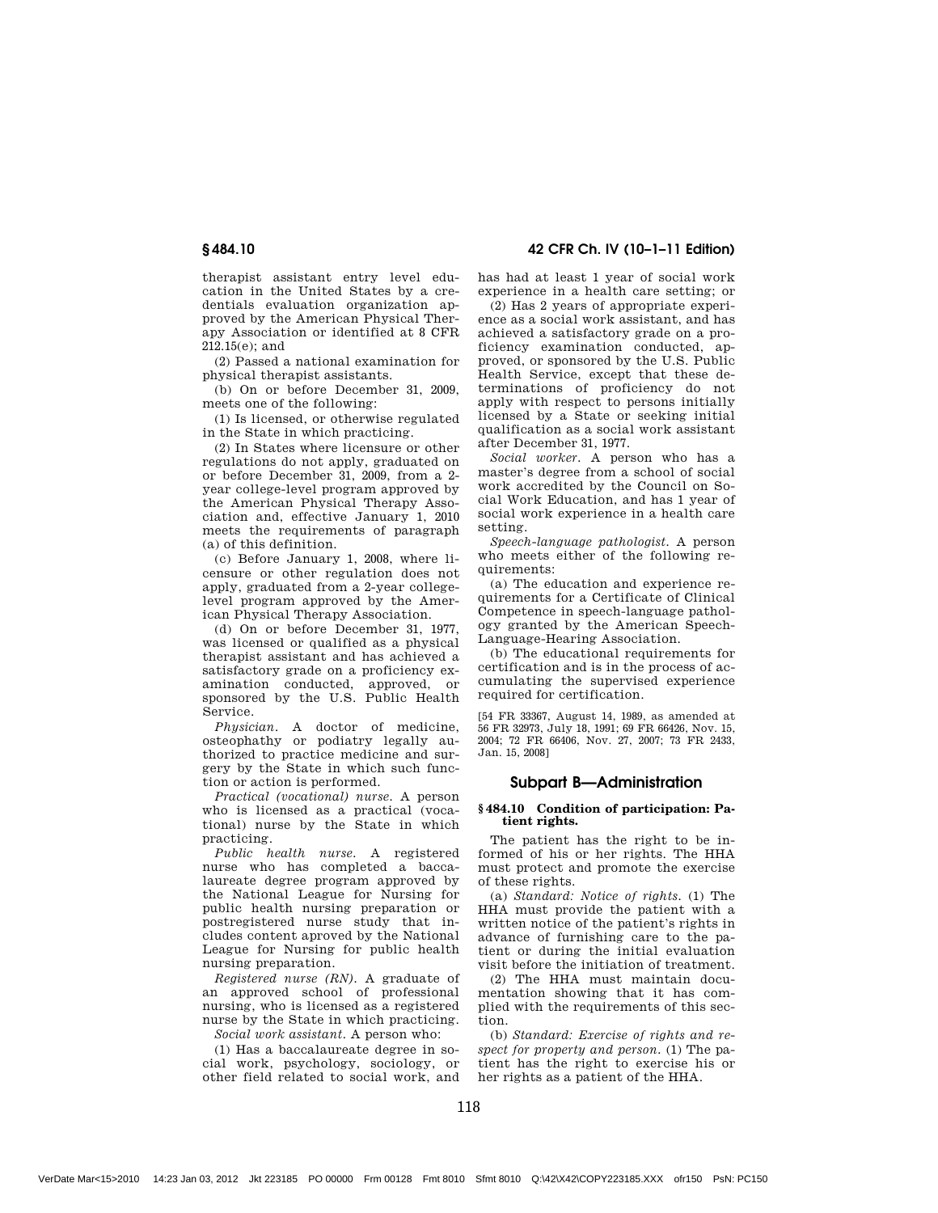therapist assistant entry level education in the United States by a credentials evaluation organization approved by the American Physical Therapy Association or identified at 8 CFR 212.15(e); and

(2) Passed a national examination for physical therapist assistants.

(b) On or before December 31, 2009, meets one of the following:

(1) Is licensed, or otherwise regulated in the State in which practicing.

(2) In States where licensure or other regulations do not apply, graduated on or before December 31, 2009, from a 2-year college-level program approved by the American Physical Therapy Association and, effective January 1, 2010 meets the requirements of paragraph (a) of this definition.

(c) Before January 1, 2008, where licensure or other regulation does not apply, graduated from a 2-year college-level program approved by the American Physical Therapy Association.

(d) On or before December 31, 1977, was licensed or qualified as a physical therapist assistant and has achieved a satisfactory grade on a proficiency examination conducted, approved, or sponsored by the U.S. Public Health Service.

*Physician.* A doctor of medicine, osteophathy or podiatry legally authorized to practice medicine and surgery by the State in which such function or action is performed.

*Practical (vocational) nurse.* A person who is licensed as a practical (vocational) nurse by the State in which practicing.

*Public health nurse.* A registered nurse who has completed a baccalaureate degree program approved by the National League for Nursing for public health nursing preparation or postregistered nurse study that includes content aproved by the National League for Nursing for public health nursing preparation.

*Registered nurse (RN).* A graduate of an approved school of professional nursing, who is licensed as a registered nurse by the State in which practicing.

*Social work assistant.* A person who:

(1) Has a baccalaureate degree in social work, psychology, sociology, or other field related to social work, and has had at least 1 year of social work experience in a health care setting; or

(2) Has 2 years of appropriate experience as a social work assistant, and has achieved a satisfactory grade on a proficiency examination conducted, approved, or sponsored by the U.S. Public Health Service, except that these determinations of proficiency do not apply with respect to persons initially licensed by a State or seeking initial qualification as a social work assistant after December 31, 1977.

*Social worker.* A person who has a master's degree from a school of social work accredited by the Council on Social Work Education, and has 1 year of social work experience in a health care setting.

*Speech-language pathologist.* A person who meets either of the following requirements:

(a) The education and experience requirements for a Certificate of Clinical Competence in speech-language pathology granted by the American Speech-Language-Hearing Association.

(b) The educational requirements for certification and is in the process of accumulating the supervised experience required for certification.

[54 FR 33367, August 14, 1989, as amended at 56 FR 32973, July 18, 1991; 69 FR 66426, Nov. 15, 2004; 72 FR 66406, Nov. 27, 2007; 73 FR 2433, Jan. 15, 2008]

## Subpart B—Administration

### § 484.10 Condition of participation: Patient rights.

The patient has the right to be informed of his or her rights. The HHA must protect and promote the exercise of these rights.

(a) *Standard: Notice of rights.* (1) The HHA must provide the patient with a written notice of the patient's rights in advance of furnishing care to the patient or during the initial evaluation visit before the initiation of treatment.

(2) The HHA must maintain documentation showing that it has complied with the requirements of this section.

(b) *Standard: Exercise of rights and respect for property and person.* (1) The patient has the right to exercise his or her rights as a patient of the HHA.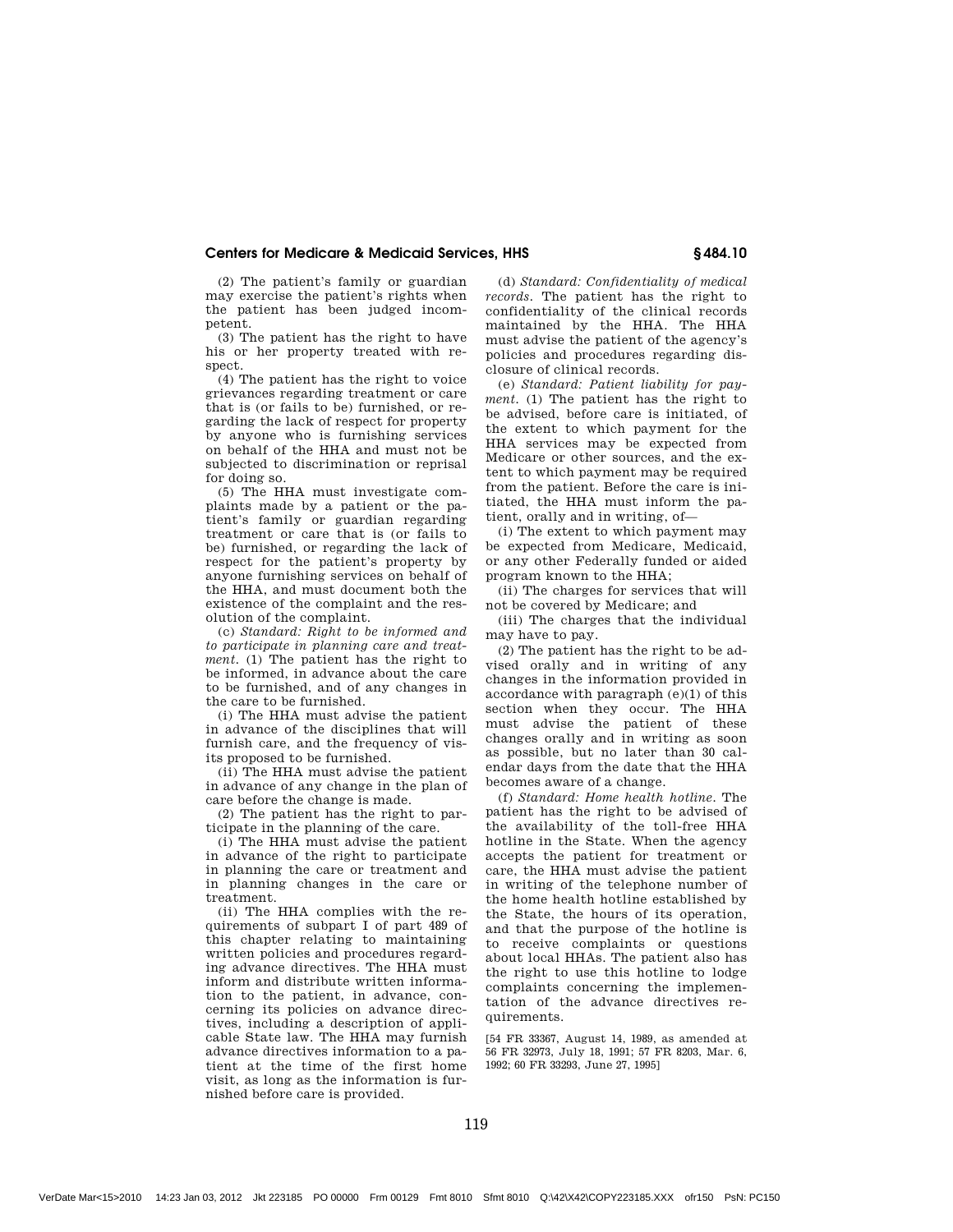(2) The patient's family or guardian may exercise the patient's rights when the patient has been judged incompetent.

(3) The patient has the right to have his or her property treated with respect.

(4) The patient has the right to voice grievances regarding treatment or care that is (or fails to be) furnished, or regarding the lack of respect for property by anyone who is furnishing services on behalf of the HHA and must not be subjected to discrimination or reprisal for doing so.

(5) The HHA must investigate complaints made by a patient or the patient's family or guardian regarding treatment or care that is (or fails to be) furnished, or regarding the lack of respect for the patient's property by anyone furnishing services on behalf of the HHA, and must document both the existence of the complaint and the resolution of the complaint.

(c) *Standard: Right to be informed and to participate in planning care and treatment.* (1) The patient has the right to be informed, in advance about the care to be furnished, and of any changes in the care to be furnished.

(i) The HHA must advise the patient in advance of the disciplines that will furnish care, and the frequency of visits proposed to be furnished.

(ii) The HHA must advise the patient in advance of any change in the plan of care before the change is made.

(2) The patient has the right to participate in the planning of the care.

(i) The HHA must advise the patient in advance of the right to participate in planning the care or treatment and in planning changes in the care or treatment.

(ii) The HHA complies with the requirements of subpart I of part 489 of this chapter relating to maintaining written policies and procedures regarding advance directives. The HHA must inform and distribute written information to the patient, in advance, concerning its policies on advance directives, including a description of applicable State law. The HHA may furnish advance directives information to a patient at the time of the first home visit, as long as the information is furnished before care is provided.

(d) *Standard: Confidentiality of medical records.* The patient has the right to confidentiality of the clinical records maintained by the HHA. The HHA must advise the patient of the agency's policies and procedures regarding disclosure of clinical records.

(e) *Standard: Patient liability for payment.* (1) The patient has the right to be advised, before care is initiated, of the extent to which payment for the HHA services may be expected from Medicare or other sources, and the extent to which payment may be required from the patient. Before the care is initiated, the HHA must inform the patient, orally and in writing, of—

(i) The extent to which payment may be expected from Medicare, Medicaid, or any other Federally funded or aided program known to the HHA;

(ii) The charges for services that will not be covered by Medicare; and

(iii) The charges that the individual may have to pay.

(2) The patient has the right to be advised orally and in writing of any changes in the information provided in accordance with paragraph (e)(1) of this section when they occur. The HHA must advise the patient of these changes orally and in writing as soon as possible, but no later than 30 calendar days from the date that the HHA becomes aware of a change.

(f) *Standard: Home health hotline.* The patient has the right to be advised of the availability of the toll-free HHA hotline in the State. When the agency accepts the patient for treatment or care, the HHA must advise the patient in writing of the telephone number of the home health hotline established by the State, the hours of its operation, and that the purpose of the hotline is to receive complaints or questions about local HHAs. The patient also has the right to use this hotline to lodge complaints concerning the implementation of the advance directives requirements.

[54 FR 33367, August 14, 1989, as amended at 56 FR 32973, July 18, 1991; 57 FR 8203, Mar. 6, 1992; 60 FR 33293, June 27, 1995]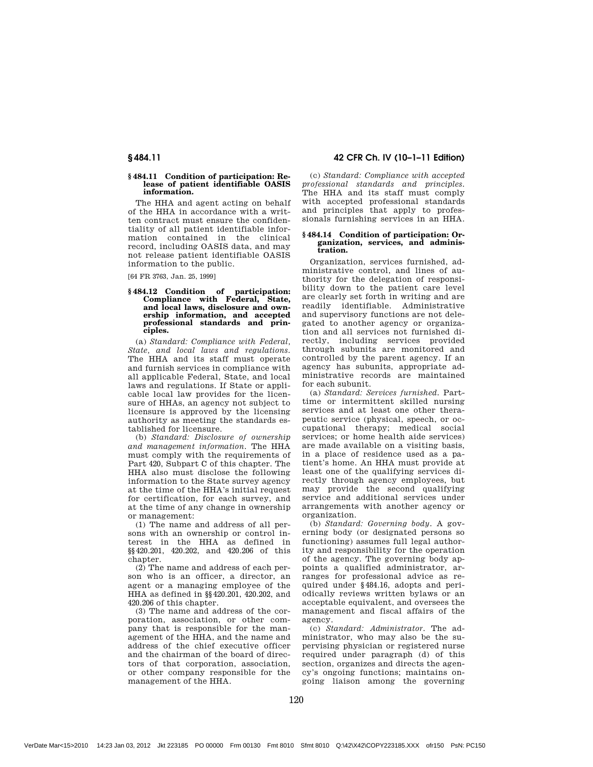### § 484.11 Condition of participation: Release of patient identifiable OASIS information.

The HHA and agent acting on behalf of the HHA in accordance with a written contract must ensure the confidentiality of all patient identifiable information contained in the clinical record, including OASIS data, and may not release patient identifiable OASIS information to the public.

[64 FR 3763, Jan. 25, 1999]

### § 484.12 Condition of participation: Compliance with Federal, State, and local laws, disclosure and ownership information, and accepted professional standards and principles.

(a) *Standard: Compliance with Federal, State, and local laws and regulations.* The HHA and its staff must operate and furnish services in compliance with all applicable Federal, State, and local laws and regulations. If State or applicable local law provides for the licensure of HHAs, an agency not subject to licensure is approved by the licensing authority as meeting the standards established for licensure.

(b) *Standard: Disclosure of ownership and management information.* The HHA must comply with the requirements of Part 420, Subpart C of this chapter. The HHA also must disclose the following information to the State survey agency at the time of the HHA's initial request for certification, for each survey, and at the time of any change in ownership or management:

(1) The name and address of all persons with an ownership or control interest in the HHA as defined in §§ 420.201, 420.202, and 420.206 of this chapter.

(2) The name and address of each person who is an officer, a director, an agent or a managing employee of the HHA as defined in §§ 420.201, 420.202, and 420.206 of this chapter.

(3) The name and address of the corporation, association, or other company that is responsible for the management of the HHA, and the name and address of the chief executive officer and the chairman of the board of directors of that corporation, association, or other company responsible for the management of the HHA.

(c) *Standard: Compliance with accepted professional standards and principles.* The HHA and its staff must comply with accepted professional standards and principles that apply to professionals furnishing services in an HHA.

### § 484.14 Condition of participation: Organization, services, and administration.

Organization, services furnished, administrative control, and lines of authority for the delegation of responsibility down to the patient care level are clearly set forth in writing and are readily identifiable. Administrative and supervisory functions are not delegated to another agency or organization and all services not furnished directly, including services provided through subunits are monitored and controlled by the parent agency. If an agency has subunits, appropriate administrative records are maintained for each subunit.

(a) *Standard: Services furnished.* Part-time or intermittent skilled nursing services and at least one other therapeutic service (physical, speech, or occupational therapy; medical social services; or home health aide services) are made available on a visiting basis, in a place of residence used as a patient's home. An HHA must provide at least one of the qualifying services directly through agency employees, but may provide the second qualifying service and additional services under arrangements with another agency or organization.

(b) *Standard: Governing body.* A governing body (or designated persons so functioning) assumes full legal authority and responsibility for the operation of the agency. The governing body appoints a qualified administrator, arranges for professional advice as required under § 484.16, adopts and periodically reviews written bylaws or an acceptable equivalent, and oversees the management and fiscal affairs of the agency.

(c) *Standard: Administrator.* The administrator, who may also be the supervising physician or registered nurse required under paragraph (d) of this section, organizes and directs the agency's ongoing functions; maintains ongoing liaison among the governing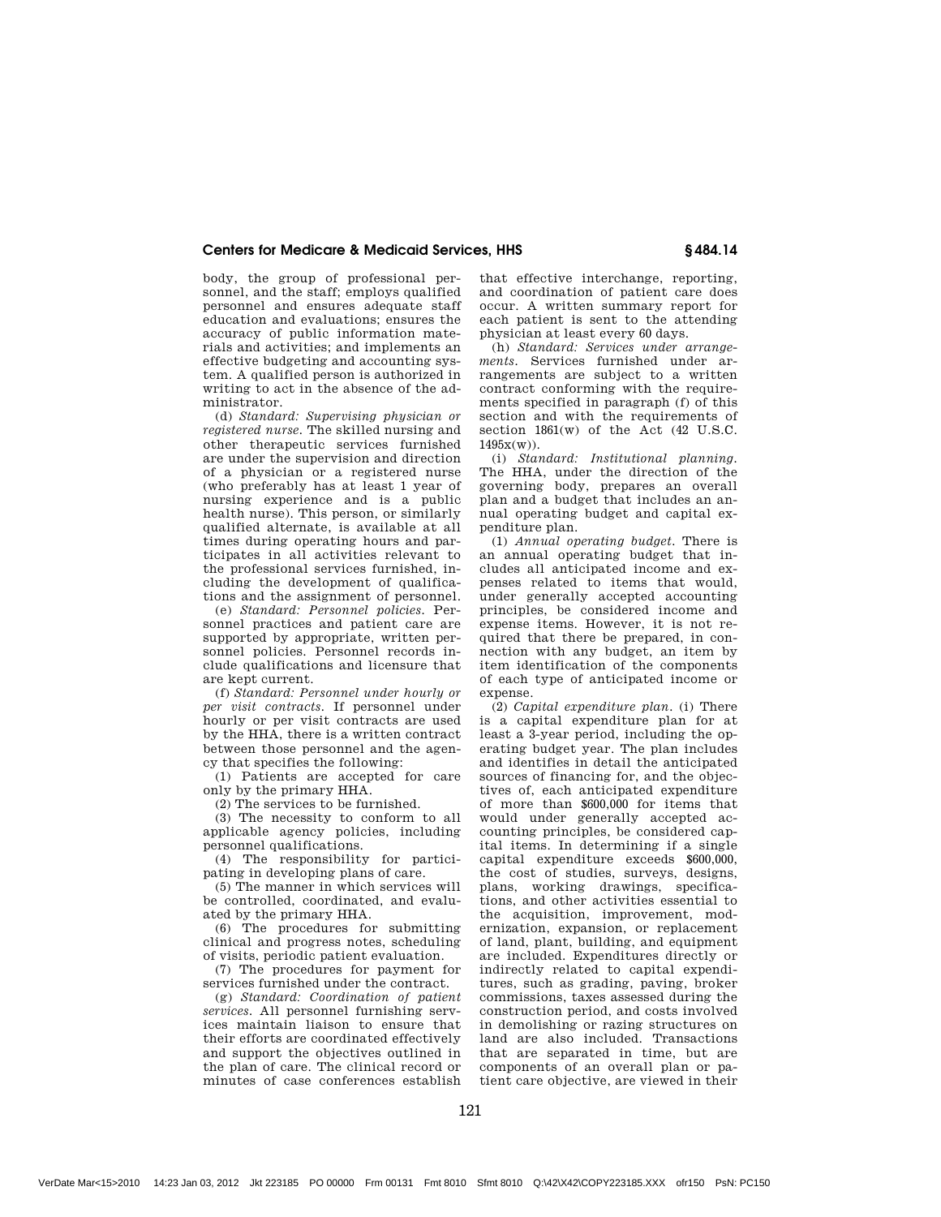body, the group of professional personnel, and the staff; employs qualified personnel and ensures adequate staff education and evaluations; ensures the accuracy of public information materials and activities; and implements an effective budgeting and accounting system. A qualified person is authorized in writing to act in the absence of the administrator.

(d) *Standard: Supervising physician or registered nurse.* The skilled nursing and other therapeutic services furnished are under the supervision and direction of a physician or a registered nurse (who preferably has at least 1 year of nursing experience and is a public health nurse). This person, or similarly qualified alternate, is available at all times during operating hours and participates in all activities relevant to the professional services furnished, including the development of qualifications and the assignment of personnel.

(e) *Standard: Personnel policies.* Personnel practices and patient care are supported by appropriate, written personnel policies. Personnel records include qualifications and licensure that are kept current.

(f) *Standard: Personnel under hourly or per visit contracts.* If personnel under hourly or per visit contracts are used by the HHA, there is a written contract between those personnel and the agency that specifies the following:

(1) Patients are accepted for care only by the primary HHA.

(2) The services to be furnished.

(3) The necessity to conform to all applicable agency policies, including personnel qualifications.

(4) The responsibility for participating in developing plans of care.

(5) The manner in which services will be controlled, coordinated, and evaluated by the primary HHA.

(6) The procedures for submitting clinical and progress notes, scheduling of visits, periodic patient evaluation.

(7) The procedures for payment for services furnished under the contract.

(g) *Standard: Coordination of patient services.* All personnel furnishing services maintain liaison to ensure that their efforts are coordinated effectively and support the objectives outlined in the plan of care. The clinical record or minutes of case conferences establish that effective interchange, reporting, and coordination of patient care does occur. A written summary report for each patient is sent to the attending physician at least every 60 days.

(h) *Standard: Services under arrangements.* Services furnished under arrangements are subject to a written contract conforming with the requirements specified in paragraph (f) of this section and with the requirements of section 1861(w) of the Act (42 U.S.C. 1495x(w)).

(i) *Standard: Institutional planning.* The HHA, under the direction of the governing body, prepares an overall plan and a budget that includes an annual operating budget and capital expenditure plan.

(1) *Annual operating budget.* There is an annual operating budget that includes all anticipated income and expenses related to items that would, under generally accepted accounting principles, be considered income and expense items. However, it is not required that there be prepared, in connection with any budget, an item by item identification of the components of each type of anticipated income or expense.

(2) *Capital expenditure plan.* (i) There is a capital expenditure plan for at least a 3-year period, including the operating budget year. The plan includes and identifies in detail the anticipated sources of financing for, and the objectives of, each anticipated expenditure of more than $600,000 for items that would under generally accepted accounting principles, be considered capital items. In determining if a single capital expenditure exceeds $600,000, the cost of studies, surveys, designs, plans, working drawings, specifications, and other activities essential to the acquisition, improvement, modernization, expansion, or replacement of land, plant, building, and equipment are included. Expenditures directly or indirectly related to capital expenditures, such as grading, paving, broker commissions, taxes assessed during the construction period, and costs involved in demolishing or razing structures on land are also included. Transactions that are separated in time, but are components of an overall plan or patient care objective, are viewed in their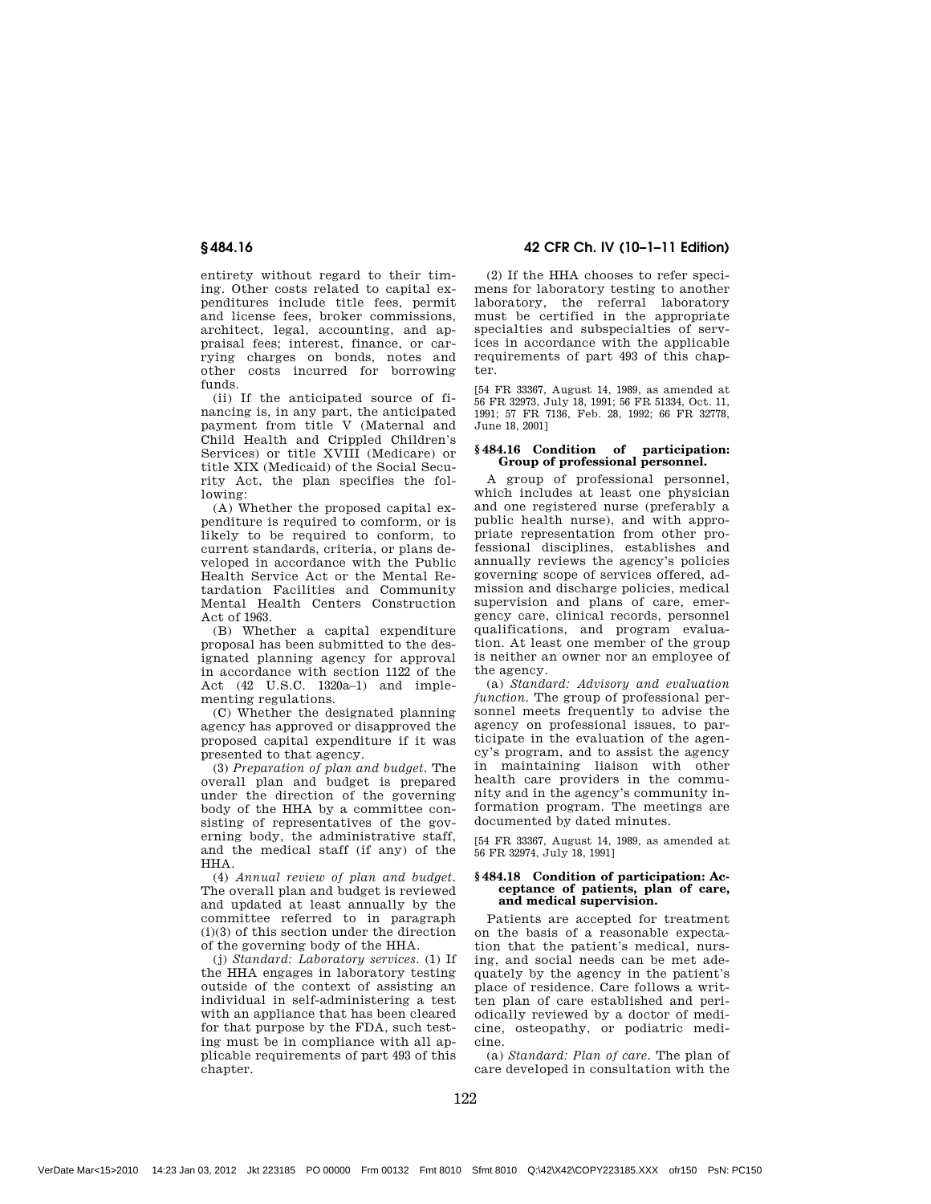entirety without regard to their timing. Other costs related to capital expenditures include title fees, permit and license fees, broker commissions, architect, legal, accounting, and appraisal fees; interest, finance, or carrying charges on bonds, notes and other costs incurred for borrowing funds.

(ii) If the anticipated source of financing is, in any part, the anticipated payment from title V (Maternal and Child Health and Crippled Children's Services) or title XVIII (Medicare) or title XIX (Medicaid) of the Social Security Act, the plan specifies the following:

(A) Whether the proposed capital expenditure is required to comform, or is likely to be required to conform, to current standards, criteria, or plans developed in accordance with the Public Health Service Act or the Mental Retardation Facilities and Community Mental Health Centers Construction Act of 1963.

(B) Whether a capital expenditure proposal has been submitted to the designated planning agency for approval in accordance with section 1122 of the Act (42 U.S.C. 1320a–1) and implementing regulations.

(C) Whether the designated planning agency has approved or disapproved the proposed capital expenditure if it was presented to that agency.

(3) *Preparation of plan and budget.* The overall plan and budget is prepared under the direction of the governing body of the HHA by a committee consisting of representatives of the governing body, the administrative staff, and the medical staff (if any) of the HHA.

(4) *Annual review of plan and budget.* The overall plan and budget is reviewed and updated at least annually by the committee referred to in paragraph (i)(3) of this section under the direction of the governing body of the HHA.

(j) *Standard: Laboratory services.* (1) If the HHA engages in laboratory testing outside of the context of assisting an individual in self-administering a test with an appliance that has been cleared for that purpose by the FDA, such testing must be in compliance with all applicable requirements of part 493 of this chapter.

(2) If the HHA chooses to refer specimens for laboratory testing to another laboratory, the referral laboratory must be certified in the appropriate specialties and subspecialties of services in accordance with the applicable requirements of part 493 of this chapter.

[54 FR 33367, August 14, 1989, as amended at 56 FR 32973, July 18, 1991; 56 FR 51334, Oct. 11, 1991; 57 FR 7136, Feb. 28, 1992; 66 FR 32778, June 18, 2001]

### § 484.16 Condition of participation: Group of professional personnel.

A group of professional personnel, which includes at least one physician and one registered nurse (preferably a public health nurse), and with appropriate representation from other professional disciplines, establishes and annually reviews the agency's policies governing scope of services offered, admission and discharge policies, medical supervision and plans of care, emergency care, clinical records, personnel qualifications, and program evaluation. At least one member of the group is neither an owner nor an employee of the agency.

(a) *Standard: Advisory and evaluation function.* The group of professional personnel meets frequently to advise the agency on professional issues, to participate in the evaluation of the agency's program, and to assist the agency in maintaining liaison with other health care providers in the community and in the agency's community information program. The meetings are documented by dated minutes.

[54 FR 33367, August 14, 1989, as amended at 56 FR 32974, July 18, 1991]

### § 484.18 Condition of participation: Acceptance of patients, plan of care, and medical supervision.

Patients are accepted for treatment on the basis of a reasonable expectation that the patient's medical, nursing, and social needs can be met adequately by the agency in the patient's place of residence. Care follows a written plan of care established and periodically reviewed by a doctor of medicine, osteopathy, or podiatric medicine.

(a) *Standard: Plan of care.* The plan of care developed in consultation with the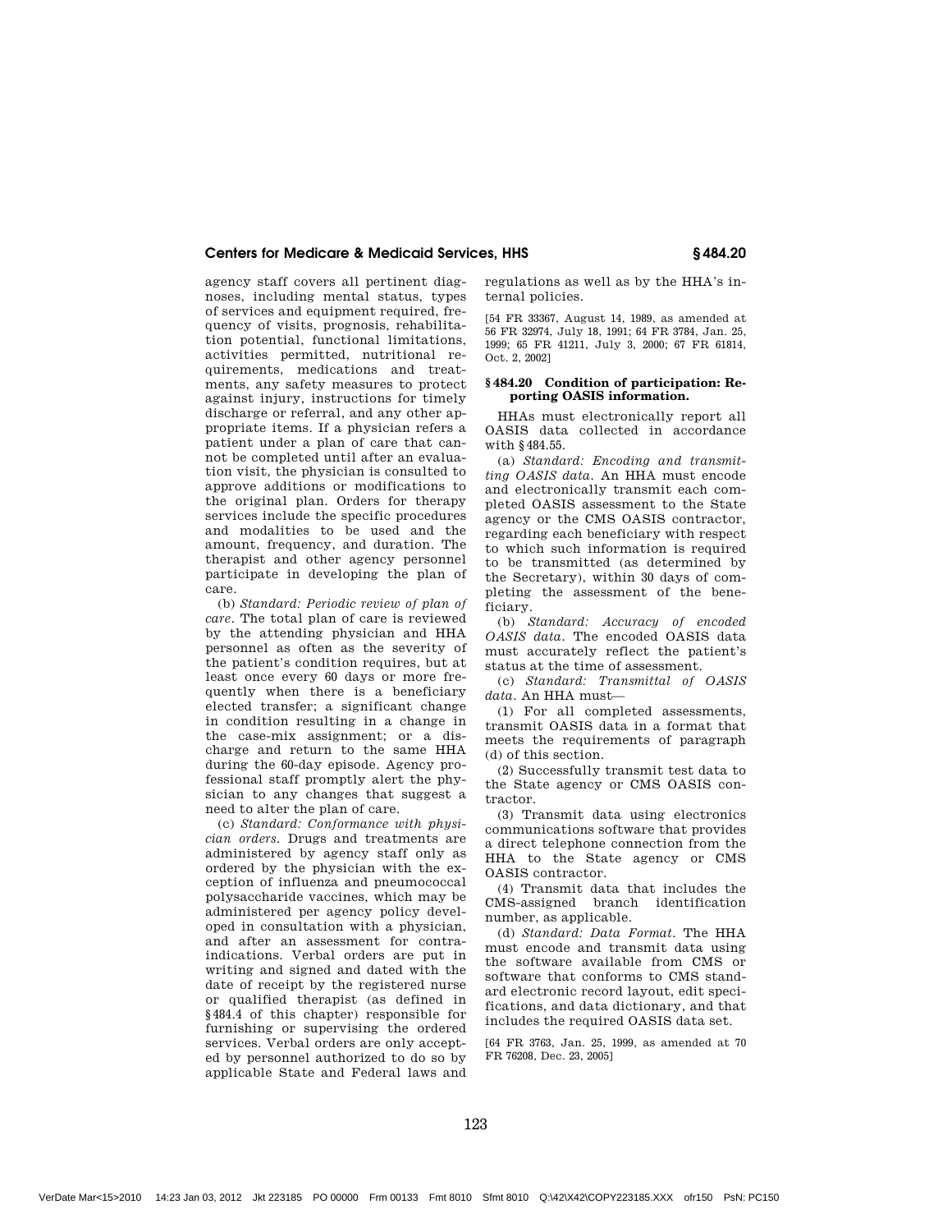agency staff covers all pertinent diagnoses, including mental status, types of services and equipment required, frequency of visits, prognosis, rehabilitation potential, functional limitations, activities permitted, nutritional requirements, medications and treatments, any safety measures to protect against injury, instructions for timely discharge or referral, and any other appropriate items. If a physician refers a patient under a plan of care that cannot be completed until after an evaluation visit, the physician is consulted to approve additions or modifications to the original plan. Orders for therapy services include the specific procedures and modalities to be used and the amount, frequency, and duration. The therapist and other agency personnel participate in developing the plan of care.

(b) *Standard: Periodic review of plan of care.* The total plan of care is reviewed by the attending physician and HHA personnel as often as the severity of the patient's condition requires, but at least once every 60 days or more frequently when there is a beneficiary elected transfer; a significant change in condition resulting in a change in the case-mix assignment; or a discharge and return to the same HHA during the 60-day episode. Agency professional staff promptly alert the physician to any changes that suggest a need to alter the plan of care.

(c) *Standard: Conformance with physician orders.* Drugs and treatments are administered by agency staff only as ordered by the physician with the exception of influenza and pneumococcal polysaccharide vaccines, which may be administered per agency policy developed in consultation with a physician, and after an assessment for contraindications. Verbal orders are put in writing and signed and dated with the date of receipt by the registered nurse or qualified therapist (as defined in §484.4 of this chapter) responsible for furnishing or supervising the ordered services. Verbal orders are only accepted by personnel authorized to do so by applicable State and Federal laws and regulations as well as by the HHA's internal policies.

[54 FR 33367, August 14, 1989, as amended at 56 FR 32974, July 18, 1991; 64 FR 3784, Jan. 25, 1999; 65 FR 41211, July 3, 2000; 67 FR 61814, Oct. 2, 2002]

## §484.20 Condition of participation: Reporting OASIS information.

HHAs must electronically report all OASIS data collected in accordance with §484.55.

(a) *Standard: Encoding and transmitting OASIS data.* An HHA must encode and electronically transmit each completed OASIS assessment to the State agency or the CMS OASIS contractor, regarding each beneficiary with respect to which such information is required to be transmitted (as determined by the Secretary), within 30 days of completing the assessment of the beneficiary.

(b) *Standard: Accuracy of encoded OASIS data.* The encoded OASIS data must accurately reflect the patient's status at the time of assessment.

(c) *Standard: Transmittal of OASIS data.* An HHA must—

(1) For all completed assessments, transmit OASIS data in a format that meets the requirements of paragraph (d) of this section.

(2) Successfully transmit test data to the State agency or CMS OASIS contractor.

(3) Transmit data using electronics communications software that provides a direct telephone connection from the HHA to the State agency or CMS OASIS contractor.

(4) Transmit data that includes the CMS-assigned branch identification number, as applicable.

(d) *Standard: Data Format.* The HHA must encode and transmit data using the software available from CMS or software that conforms to CMS standard electronic record layout, edit specifications, and data dictionary, and that includes the required OASIS data set.

[64 FR 3763, Jan. 25, 1999, as amended at 70 FR 76208, Dec. 23, 2005]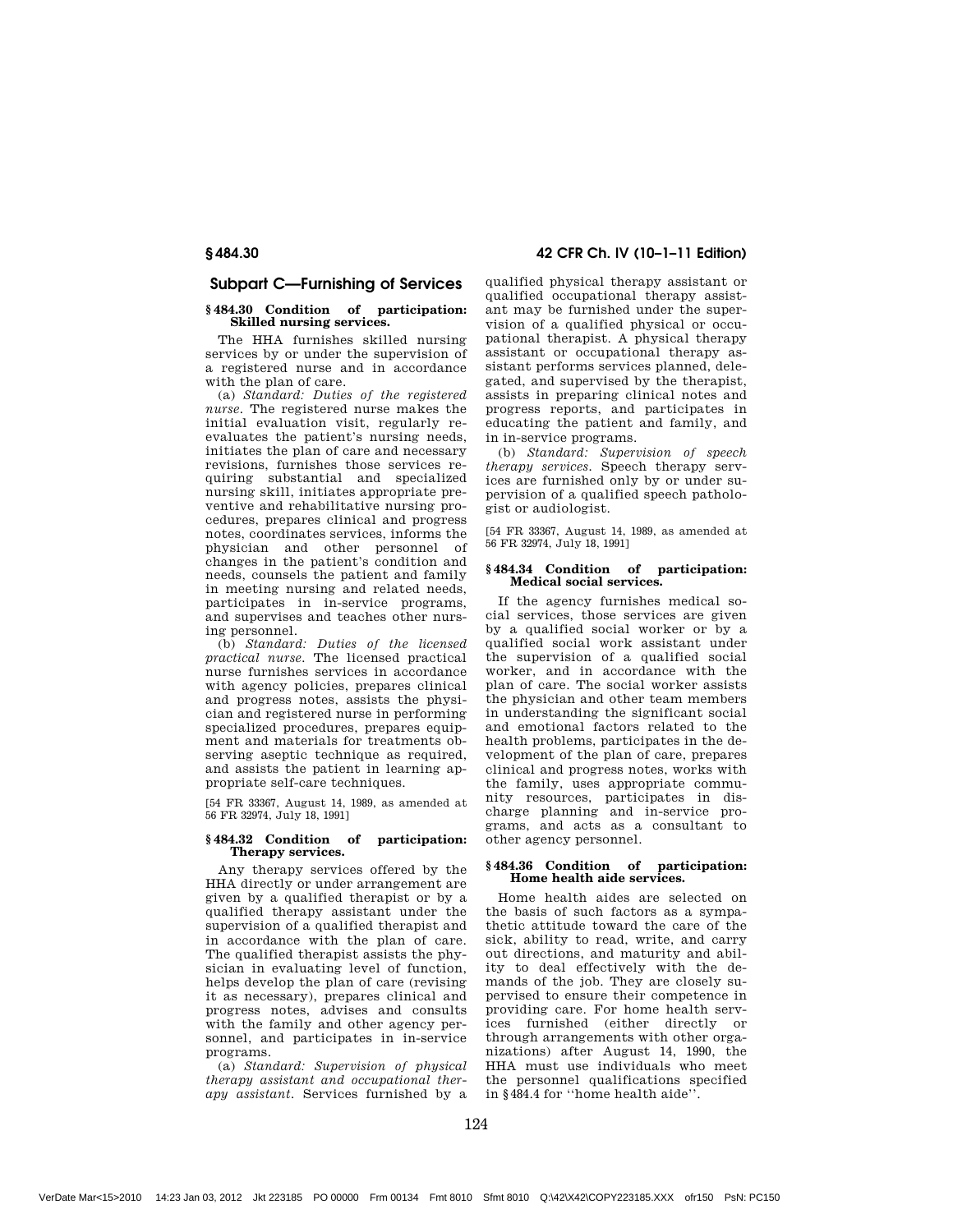## Subpart C—Furnishing of Services

### §484.30 Condition of participation: Skilled nursing services.

The HHA furnishes skilled nursing services by or under the supervision of a registered nurse and in accordance with the plan of care.

(a) *Standard: Duties of the registered nurse.* The registered nurse makes the initial evaluation visit, regularly reevaluates the patient's nursing needs, initiates the plan of care and necessary revisions, furnishes those services requiring substantial and specialized nursing skill, initiates appropriate preventive and rehabilitative nursing procedures, prepares clinical and progress notes, coordinates services, informs the physician and other personnel of changes in the patient's condition and needs, counsels the patient and family in meeting nursing and related needs, participates in in-service programs, and supervises and teaches other nursing personnel.

(b) *Standard: Duties of the licensed practical nurse.* The licensed practical nurse furnishes services in accordance with agency policies, prepares clinical and progress notes, assists the physician and registered nurse in performing specialized procedures, prepares equipment and materials for treatments observing aseptic technique as required, and assists the patient in learning appropriate self-care techniques.

[54 FR 33367, August 14, 1989, as amended at 56 FR 32974, July 18, 1991]

### §484.32 Condition of participation: Therapy services.

Any therapy services offered by the HHA directly or under arrangement are given by a qualified therapist or by a qualified therapy assistant under the supervision of a qualified therapist and in accordance with the plan of care. The qualified therapist assists the physician in evaluating level of function, helps develop the plan of care (revising it as necessary), prepares clinical and progress notes, advises and consults with the family and other agency personnel, and participates in in-service programs.

(a) *Standard: Supervision of physical therapy assistant and occupational therapy assistant.* Services furnished by a qualified physical therapy assistant or qualified occupational therapy assistant may be furnished under the supervision of a qualified physical or occupational therapist. A physical therapy assistant or occupational therapy assistant performs services planned, delegated, and supervised by the therapist, assists in preparing clinical notes and progress reports, and participates in educating the patient and family, and in in-service programs.

(b) *Standard: Supervision of speech therapy services.* Speech therapy services are furnished only by or under supervision of a qualified speech pathologist or audiologist.

[54 FR 33367, August 14, 1989, as amended at 56 FR 32974, July 18, 1991]

### §484.34 Condition of participation: Medical social services.

If the agency furnishes medical social services, those services are given by a qualified social worker or by a qualified social work assistant under the supervision of a qualified social worker, and in accordance with the plan of care. The social worker assists the physician and other team members in understanding the significant social and emotional factors related to the health problems, participates in the development of the plan of care, prepares clinical and progress notes, works with the family, uses appropriate community resources, participates in discharge planning and in-service programs, and acts as a consultant to other agency personnel.

### §484.36 Condition of participation: Home health aide services.

Home health aides are selected on the basis of such factors as a sympathetic attitude toward the care of the sick, ability to read, write, and carry out directions, and maturity and ability to deal effectively with the demands of the job. They are closely supervised to ensure their competence in providing care. For home health services furnished (either directly or through arrangements with other organizations) after August 14, 1990, the HHA must use individuals who meet the personnel qualifications specified in §484.4 for ''home health aide''.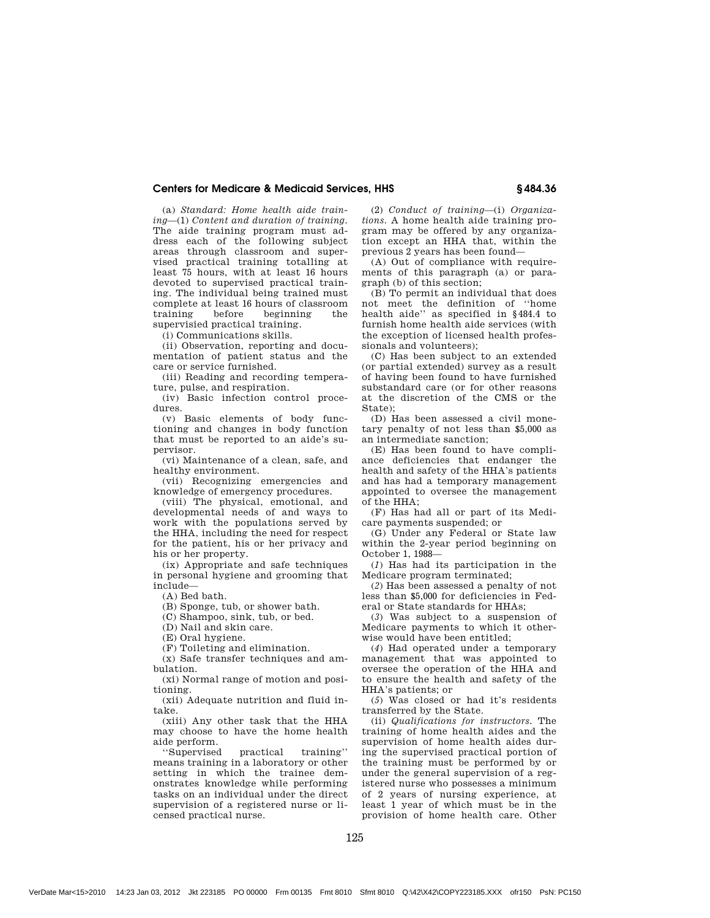(a) *Standard: Home health aide training*—(1) *Content and duration of training.* The aide training program must address each of the following subject areas through classroom and supervised practical training totalling at least 75 hours, with at least 16 hours devoted to supervised practical training. The individual being trained must complete at least 16 hours of classroom training before beginning the supervisied practical training.

(i) Communications skills.

(ii) Observation, reporting and documentation of patient status and the care or service furnished.

(iii) Reading and recording temperature, pulse, and respiration.

(iv) Basic infection control procedures.

(v) Basic elements of body functioning and changes in body function that must be reported to an aide's supervisor.

(vi) Maintenance of a clean, safe, and healthy environment.

(vii) Recognizing emergencies and knowledge of emergency procedures.

(viii) The physical, emotional, and developmental needs of and ways to work with the populations served by the HHA, including the need for respect for the patient, his or her privacy and his or her property.

(ix) Appropriate and safe techniques in personal hygiene and grooming that include—

(A) Bed bath.

(B) Sponge, tub, or shower bath.

(C) Shampoo, sink, tub, or bed.

(D) Nail and skin care.

(E) Oral hygiene.

(F) Toileting and elimination.

(x) Safe transfer techniques and ambulation.

(xi) Normal range of motion and positioning.

(xii) Adequate nutrition and fluid intake.

(xiii) Any other task that the HHA may choose to have the home health aide perform.

''Supervised practical training'' means training in a laboratory or other setting in which the trainee demonstrates knowledge while performing tasks on an individual under the direct supervision of a registered nurse or licensed practical nurse.

(2) *Conduct of training*—(i) *Organizations.* A home health aide training program may be offered by any organization except an HHA that, within the previous 2 years has been found—

(A) Out of compliance with requirements of this paragraph (a) or paragraph (b) of this section;

(B) To permit an individual that does not meet the definition of ''home health aide'' as specified in §484.4 to furnish home health aide services (with the exception of licensed health professionals and volunteers);

(C) Has been subject to an extended (or partial extended) survey as a result of having been found to have furnished substandard care (or for other reasons at the discretion of the CMS or the State);

(D) Has been assessed a civil monetary penalty of not less than $5,000 as an intermediate sanction;

(E) Has been found to have compliance deficiencies that endanger the health and safety of the HHA's patients and has had a temporary management appointed to oversee the management of the HHA;

(F) Has had all or part of its Medicare payments suspended; or

(G) Under any Federal or State law within the 2-year period beginning on October 1, 1988—

(*1*) Has had its participation in the Medicare program terminated;

(*2*) Has been assessed a penalty of not less than $5,000 for deficiencies in Federal or State standards for HHAs;

(*3*) Was subject to a suspension of Medicare payments to which it otherwise would have been entitled;

(*4*) Had operated under a temporary management that was appointed to oversee the operation of the HHA and to ensure the health and safety of the HHA's patients; or

(*5*) Was closed or had it's residents transferred by the State.

(ii) *Qualifications for instructors.* The training of home health aides and the supervision of home health aides during the supervised practical portion of the training must be performed by or under the general supervision of a registered nurse who possesses a minimum of 2 years of nursing experience, at least 1 year of which must be in the provision of home health care. Other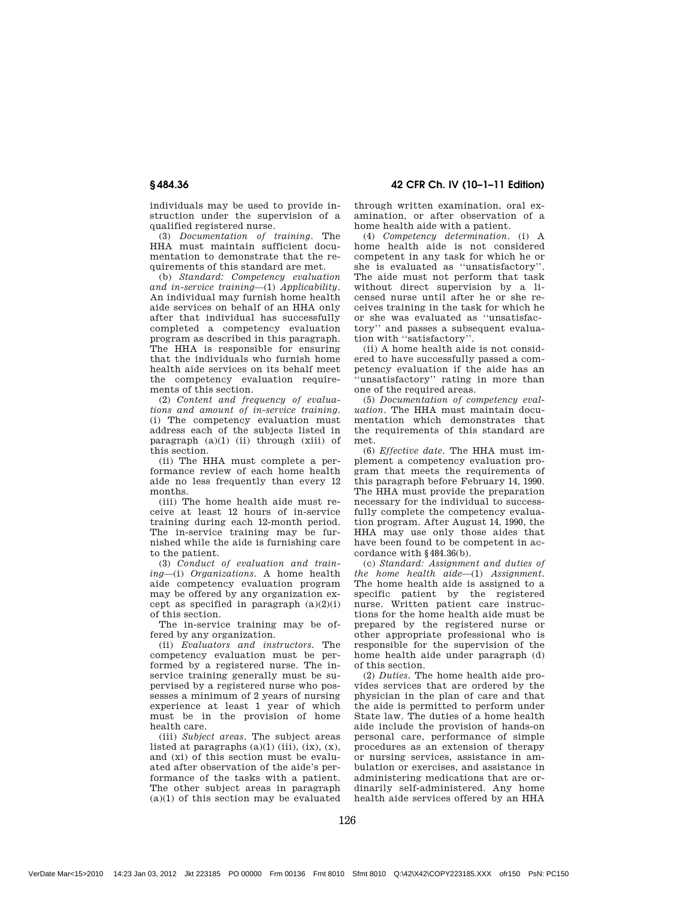individuals may be used to provide instruction under the supervision of a qualified registered nurse.

(3) *Documentation of training.* The HHA must maintain sufficient documentation to demonstrate that the requirements of this standard are met.

(b) *Standard: Competency evaluation and in-service training*—(1) *Applicability.* An individual may furnish home health aide services on behalf of an HHA only after that individual has successfully completed a competency evaluation program as described in this paragraph. The HHA is responsible for ensuring that the individuals who furnish home health aide services on its behalf meet the competency evaluation requirements of this section.

(2) *Content and frequency of evaluations and amount of in-service training.* (i) The competency evaluation must address each of the subjects listed in paragraph (a)(1) (ii) through (xiii) of this section.

(ii) The HHA must complete a performance review of each home health aide no less frequently than every 12 months.

(iii) The home health aide must receive at least 12 hours of in-service training during each 12-month period. The in-service training may be furnished while the aide is furnishing care to the patient.

(3) *Conduct of evaluation and training*—(i) *Organizations.* A home health aide competency evaluation program may be offered by any organization except as specified in paragraph (a)(2)(i) of this section.

The in-service training may be offered by any organization.

(ii) *Evaluators and instructors.* The competency evaluation must be performed by a registered nurse. The in-service training generally must be supervised by a registered nurse who possesses a minimum of 2 years of nursing experience at least 1 year of which must be in the provision of home health care.

(iii) *Subject areas.* The subject areas listed at paragraphs (a)(1) (iii), (ix), (x), and (xi) of this section must be evaluated after observation of the aide's performance of the tasks with a patient. The other subject areas in paragraph (a)(1) of this section may be evaluated through written examination, oral examination, or after observation of a home health aide with a patient.

(4) *Competency determination.* (i) A home health aide is not considered competent in any task for which he or she is evaluated as ''unsatisfactory''. The aide must not perform that task without direct supervision by a licensed nurse until after he or she receives training in the task for which he or she was evaluated as ''unsatisfactory'' and passes a subsequent evaluation with ''satisfactory''.

(ii) A home health aide is not considered to have successfully passed a competency evaluation if the aide has an ''unsatisfactory'' rating in more than one of the required areas.

(5) *Documentation of competency evaluation.* The HHA must maintain documentation which demonstrates that the requirements of this standard are met.

(6) *Effective date.* The HHA must implement a competency evaluation program that meets the requirements of this paragraph before February 14, 1990. The HHA must provide the preparation necessary for the individual to successfully complete the competency evaluation program. After August 14, 1990, the HHA may use only those aides that have been found to be competent in accordance with §484.36(b).

(c) *Standard: Assignment and duties of the home health aide*—(1) *Assignment.* The home health aide is assigned to a specific patient by the registered nurse. Written patient care instructions for the home health aide must be prepared by the registered nurse or other appropriate professional who is responsible for the supervision of the home health aide under paragraph (d) of this section.

(2) *Duties.* The home health aide provides services that are ordered by the physician in the plan of care and that the aide is permitted to perform under State law. The duties of a home health aide include the provision of hands-on personal care, performance of simple procedures as an extension of therapy or nursing services, assistance in ambulation or exercises, and assistance in administering medications that are ordinarily self-administered. Any home health aide services offered by an HHA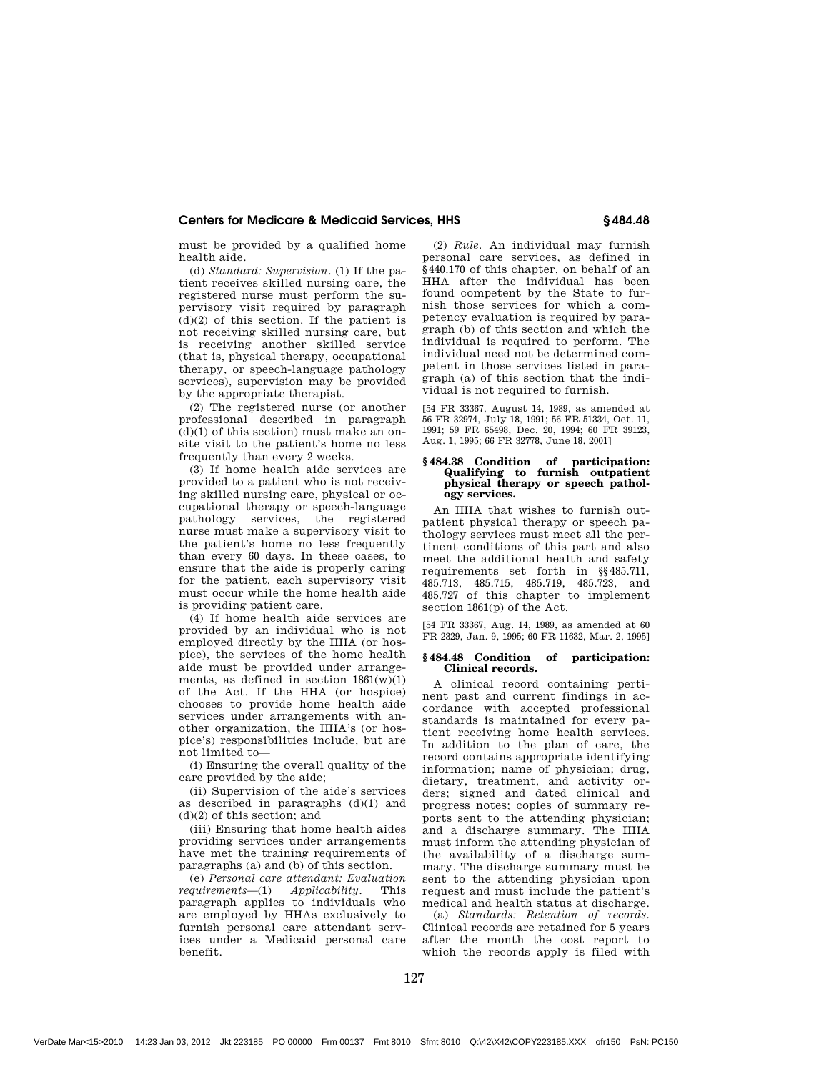must be provided by a qualified home health aide.

(d) *Standard: Supervision.* (1) If the patient receives skilled nursing care, the registered nurse must perform the supervisory visit required by paragraph (d)(2) of this section. If the patient is not receiving skilled nursing care, but is receiving another skilled service (that is, physical therapy, occupational therapy, or speech-language pathology services), supervision may be provided by the appropriate therapist.

(2) The registered nurse (or another professional described in paragraph (d)(1) of this section) must make an onsite visit to the patient's home no less frequently than every 2 weeks.

(3) If home health aide services are provided to a patient who is not receiving skilled nursing care, physical or occupational therapy or speech-language pathology services, the registered nurse must make a supervisory visit to the patient's home no less frequently than every 60 days. In these cases, to ensure that the aide is properly caring for the patient, each supervisory visit must occur while the home health aide is providing patient care.

(4) If home health aide services are provided by an individual who is not employed directly by the HHA (or hospice), the services of the home health aide must be provided under arrangements, as defined in section 1861(w)(1) of the Act. If the HHA (or hospice) chooses to provide home health aide services under arrangements with another organization, the HHA's (or hospice's) responsibilities include, but are not limited to—

(i) Ensuring the overall quality of the care provided by the aide;

(ii) Supervision of the aide's services as described in paragraphs (d)(1) and (d)(2) of this section; and

(iii) Ensuring that home health aides providing services under arrangements have met the training requirements of paragraphs (a) and (b) of this section.

(e) *Personal care attendant: Evaluation requirements*—(1) *Applicability.* This paragraph applies to individuals who are employed by HHAs exclusively to furnish personal care attendant services under a Medicaid personal care benefit.

(2) *Rule.* An individual may furnish personal care services, as defined in §440.170 of this chapter, on behalf of an HHA after the individual has been found competent by the State to furnish those services for which a competency evaluation is required by paragraph (b) of this section and which the individual is required to perform. The individual need not be determined competent in those services listed in paragraph (a) of this section that the individual is not required to furnish.

[54 FR 33367, August 14, 1989, as amended at 56 FR 32974, July 18, 1991; 56 FR 51334, Oct. 11, 1991; 59 FR 65498, Dec. 20, 1994; 60 FR 39123, Aug. 1, 1995; 66 FR 32778, June 18, 2001]

## §484.38 Condition of participation: Qualifying to furnish outpatient physical therapy or speech pathology services.

An HHA that wishes to furnish outpatient physical therapy or speech pathology services must meet all the pertinent conditions of this part and also meet the additional health and safety requirements set forth in §§485.711, 485.713, 485.715, 485.719, 485.723, and 485.727 of this chapter to implement section 1861(p) of the Act.

[54 FR 33367, Aug. 14, 1989, as amended at 60 FR 2329, Jan. 9, 1995; 60 FR 11632, Mar. 2, 1995]

## §484.48 Condition of participation: Clinical records.

A clinical record containing pertinent past and current findings in accordance with accepted professional standards is maintained for every patient receiving home health services. In addition to the plan of care, the record contains appropriate identifying information; name of physician; drug, dietary, treatment, and activity orders; signed and dated clinical and progress notes; copies of summary reports sent to the attending physician; and a discharge summary. The HHA must inform the attending physician of the availability of a discharge summary. The discharge summary must be sent to the attending physician upon request and must include the patient's medical and health status at discharge.

(a) *Standards: Retention of records.* Clinical records are retained for 5 years after the month the cost report to which the records apply is filed with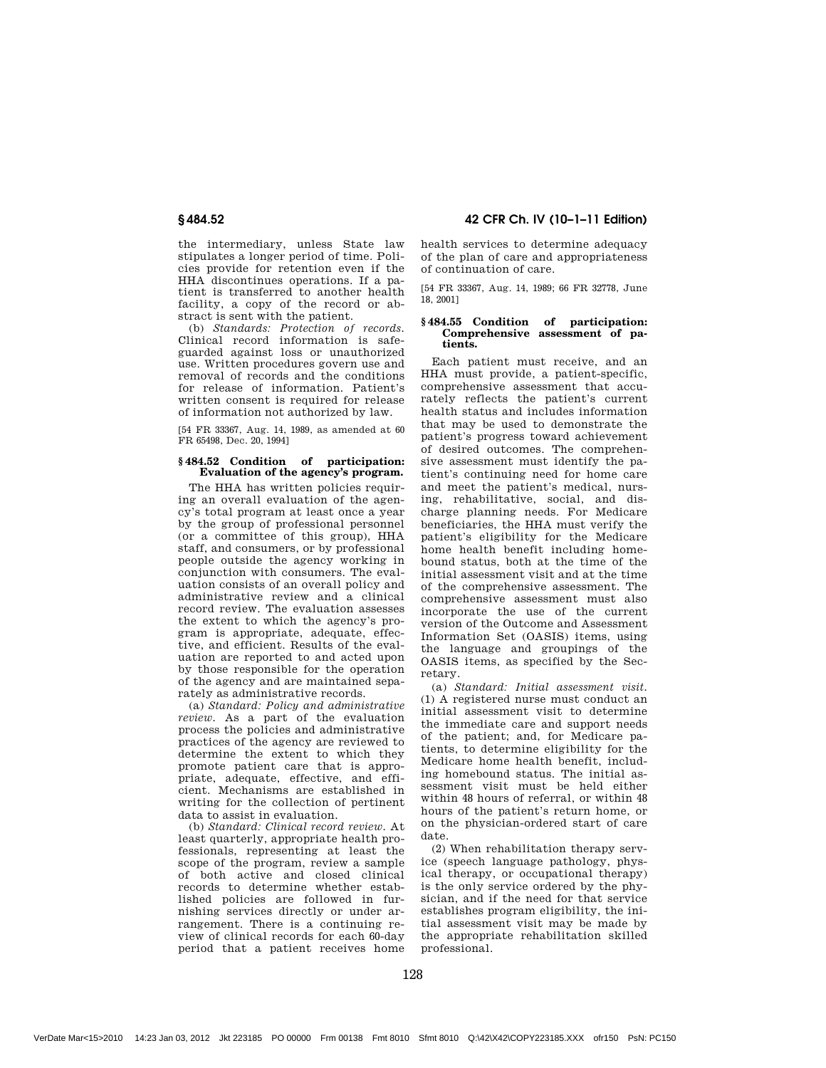the intermediary, unless State law stipulates a longer period of time. Policies provide for retention even if the HHA discontinues operations. If a patient is transferred to another health facility, a copy of the record or abstract is sent with the patient.

(b) *Standards: Protection of records.* Clinical record information is safeguarded against loss or unauthorized use. Written procedures govern use and removal of records and the conditions for release of information. Patient's written consent is required for release of information not authorized by law.

[54 FR 33367, Aug. 14, 1989, as amended at 60 FR 65498, Dec. 20, 1994]

### § 484.52 Condition of participation: Evaluation of the agency's program.

The HHA has written policies requiring an overall evaluation of the agency's total program at least once a year by the group of professional personnel (or a committee of this group), HHA staff, and consumers, or by professional people outside the agency working in conjunction with consumers. The evaluation consists of an overall policy and administrative review and a clinical record review. The evaluation assesses the extent to which the agency's program is appropriate, adequate, effective, and efficient. Results of the evaluation are reported to and acted upon by those responsible for the operation of the agency and are maintained separately as administrative records.

(a) *Standard: Policy and administrative review.* As a part of the evaluation process the policies and administrative practices of the agency are reviewed to determine the extent to which they promote patient care that is appropriate, adequate, effective, and efficient. Mechanisms are established in writing for the collection of pertinent data to assist in evaluation.

(b) *Standard: Clinical record review.* At least quarterly, appropriate health professionals, representing at least the scope of the program, review a sample of both active and closed clinical records to determine whether established policies are followed in furnishing services directly or under arrangement. There is a continuing review of clinical records for each 60-day period that a patient receives home health services to determine adequacy of the plan of care and appropriateness of continuation of care.

[54 FR 33367, Aug. 14, 1989; 66 FR 32778, June 18, 2001]

### § 484.55 Condition of participation: Comprehensive assessment of patients.

Each patient must receive, and an HHA must provide, a patient-specific, comprehensive assessment that accurately reflects the patient's current health status and includes information that may be used to demonstrate the patient's progress toward achievement of desired outcomes. The comprehensive assessment must identify the patient's continuing need for home care and meet the patient's medical, nursing, rehabilitative, social, and discharge planning needs. For Medicare beneficiaries, the HHA must verify the patient's eligibility for the Medicare home health benefit including homebound status, both at the time of the initial assessment visit and at the time of the comprehensive assessment. The comprehensive assessment must also incorporate the use of the current version of the Outcome and Assessment Information Set (OASIS) items, using the language and groupings of the OASIS items, as specified by the Secretary.

(a) *Standard: Initial assessment visit.* (1) A registered nurse must conduct an initial assessment visit to determine the immediate care and support needs of the patient; and, for Medicare patients, to determine eligibility for the Medicare home health benefit, including homebound status. The initial assessment visit must be held either within 48 hours of referral, or within 48 hours of the patient's return home, or on the physician-ordered start of care date.

(2) When rehabilitation therapy service (speech language pathology, physical therapy, or occupational therapy) is the only service ordered by the physician, and if the need for that service establishes program eligibility, the initial assessment visit may be made by the appropriate rehabilitation skilled professional.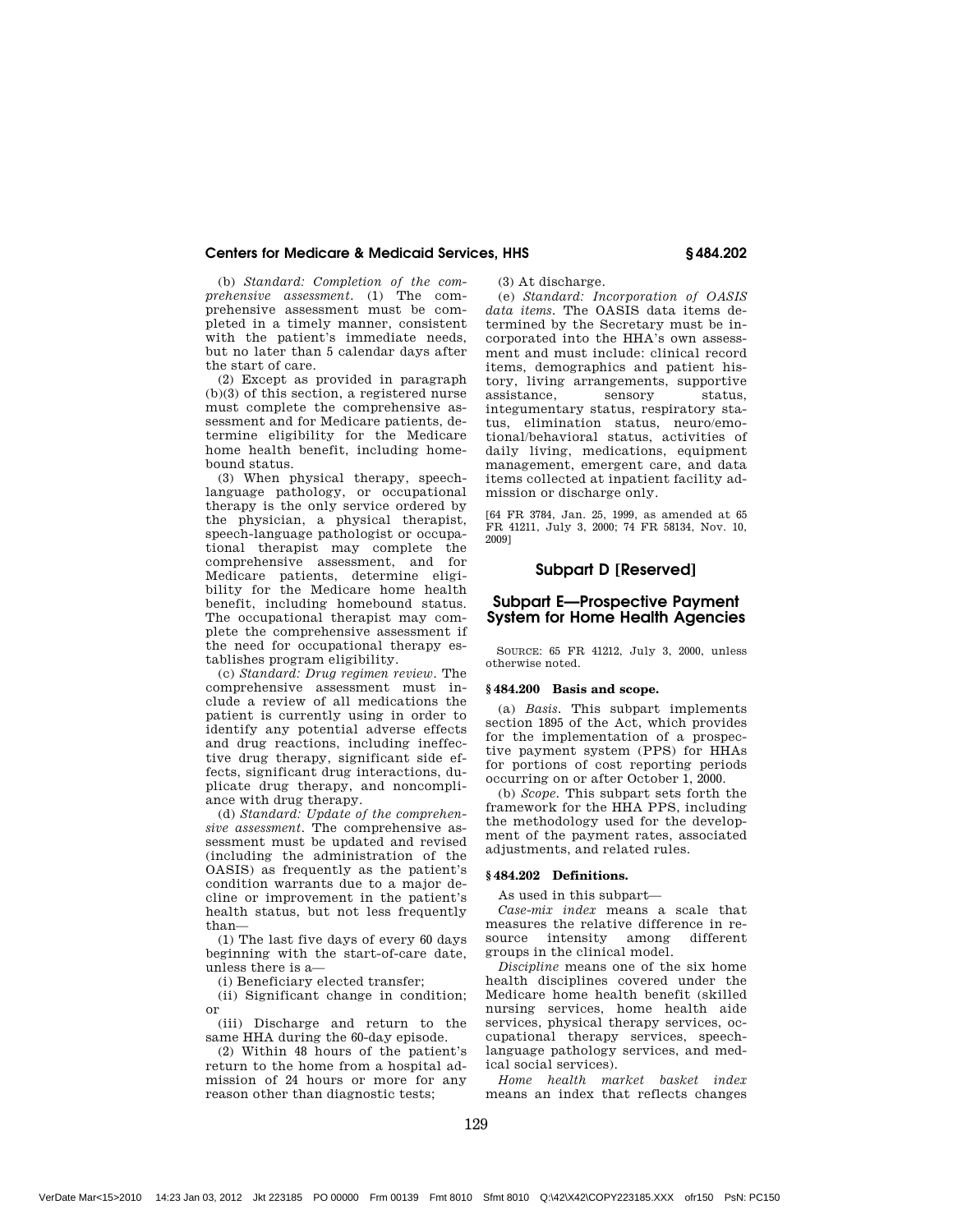(b) *Standard: Completion of the comprehensive assessment.* (1) The comprehensive assessment must be completed in a timely manner, consistent with the patient's immediate needs, but no later than 5 calendar days after the start of care.

(2) Except as provided in paragraph (b)(3) of this section, a registered nurse must complete the comprehensive assessment and for Medicare patients, determine eligibility for the Medicare home health benefit, including homebound status.

(3) When physical therapy, speech-language pathology, or occupational therapy is the only service ordered by the physician, a physical therapist, speech-language pathologist or occupational therapist may complete the comprehensive assessment, and for Medicare patients, determine eligibility for the Medicare home health benefit, including homebound status. The occupational therapist may complete the comprehensive assessment if the need for occupational therapy establishes program eligibility.

(c) *Standard: Drug regimen review.* The comprehensive assessment must include a review of all medications the patient is currently using in order to identify any potential adverse effects and drug reactions, including ineffective drug therapy, significant side effects, significant drug interactions, duplicate drug therapy, and noncompliance with drug therapy.

(d) *Standard: Update of the comprehensive assessment.* The comprehensive assessment must be updated and revised (including the administration of the OASIS) as frequently as the patient's condition warrants due to a major decline or improvement in the patient's health status, but not less frequently than—

(1) The last five days of every 60 days beginning with the start-of-care date, unless there is a—

(i) Beneficiary elected transfer;

(ii) Significant change in condition; or

(iii) Discharge and return to the same HHA during the 60-day episode.

(2) Within 48 hours of the patient's return to the home from a hospital admission of 24 hours or more for any reason other than diagnostic tests;

(3) At discharge.

(e) *Standard: Incorporation of OASIS data items.* The OASIS data items determined by the Secretary must be incorporated into the HHA's own assessment and must include: clinical record items, demographics and patient history, living arrangements, supportive assistance, sensory status, integumentary status, respiratory status, elimination status, neuro/emotional/behavioral status, activities of daily living, medications, equipment management, emergent care, and data items collected at inpatient facility admission or discharge only.

[64 FR 3784, Jan. 25, 1999, as amended at 65 FR 41211, July 3, 2000; 74 FR 58134, Nov. 10, 2009]

## Subpart D [Reserved]

## Subpart E—Prospective Payment System for Home Health Agencies

SOURCE: 65 FR 41212, July 3, 2000, unless otherwise noted.

### § 484.200 Basis and scope.

(a) *Basis.* This subpart implements section 1895 of the Act, which provides for the implementation of a prospective payment system (PPS) for HHAs for portions of cost reporting periods occurring on or after October 1, 2000.

(b) *Scope.* This subpart sets forth the framework for the HHA PPS, including the methodology used for the development of the payment rates, associated adjustments, and related rules.

### § 484.202 Definitions.

As used in this subpart—

*Case-mix index* means a scale that measures the relative difference in resource intensity among different groups in the clinical model.

*Discipline* means one of the six home health disciplines covered under the Medicare home health benefit (skilled nursing services, home health aide services, physical therapy services, occupational therapy services, speech-language pathology services, and medical social services).

*Home health market basket index* means an index that reflects changes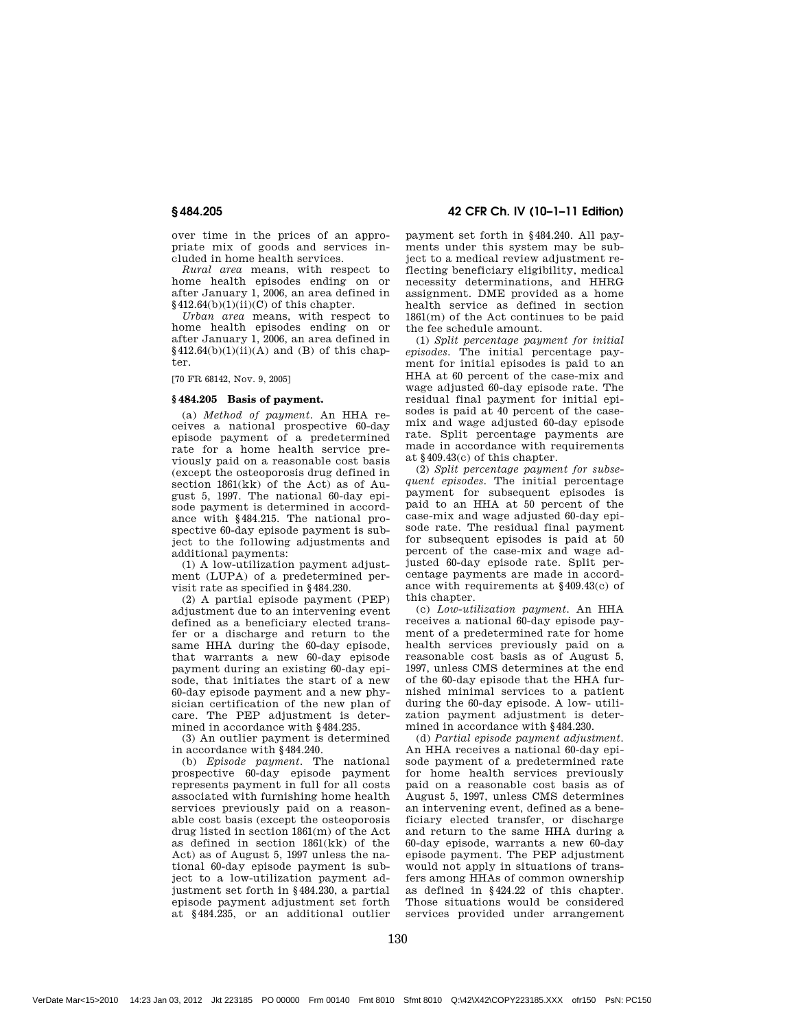over time in the prices of an appropriate mix of goods and services included in home health services.

*Rural area* means, with respect to home health episodes ending on or after January 1, 2006, an area defined in §412.64(b)(1)(ii)(C) of this chapter.

*Urban area* means, with respect to home health episodes ending on or after January 1, 2006, an area defined in §412.64(b)(1)(ii)(A) and (B) of this chapter.

[70 FR 68142, Nov. 9, 2005]

### §484.205 Basis of payment.

(a) *Method of payment.* An HHA receives a national prospective 60-day episode payment of a predetermined rate for a home health service previously paid on a reasonable cost basis (except the osteoporosis drug defined in section 1861(kk) of the Act) as of August 5, 1997. The national 60-day episode payment is determined in accordance with §484.215. The national prospective 60-day episode payment is subject to the following adjustments and additional payments:

(1) A low-utilization payment adjustment (LUPA) of a predetermined per-visit rate as specified in §484.230.

(2) A partial episode payment (PEP) adjustment due to an intervening event defined as a beneficiary elected transfer or a discharge and return to the same HHA during the 60-day episode, that warrants a new 60-day episode payment during an existing 60-day episode, that initiates the start of a new 60-day episode payment and a new physician certification of the new plan of care. The PEP adjustment is determined in accordance with §484.235.

(3) An outlier payment is determined in accordance with §484.240.

(b) *Episode payment.* The national prospective 60-day episode payment represents payment in full for all costs associated with furnishing home health services previously paid on a reasonable cost basis (except the osteoporosis drug listed in section 1861(m) of the Act as defined in section 1861(kk) of the Act) as of August 5, 1997 unless the national 60-day episode payment is subject to a low-utilization payment adjustment set forth in §484.230, a partial episode payment adjustment set forth at §484.235, or an additional outlier payment set forth in §484.240. All payments under this system may be subject to a medical review adjustment reflecting beneficiary eligibility, medical necessity determinations, and HHRG assignment. DME provided as a home health service as defined in section 1861(m) of the Act continues to be paid the fee schedule amount.

(1) *Split percentage payment for initial episodes.* The initial percentage payment for initial episodes is paid to an HHA at 60 percent of the case-mix and wage adjusted 60-day episode rate. The residual final payment for initial episodes is paid at 40 percent of the case-mix and wage adjusted 60-day episode rate. Split percentage payments are made in accordance with requirements at §409.43(c) of this chapter.

(2) *Split percentage payment for subsequent episodes.* The initial percentage payment for subsequent episodes is paid to an HHA at 50 percent of the case-mix and wage adjusted 60-day episode rate. The residual final payment for subsequent episodes is paid at 50 percent of the case-mix and wage adjusted 60-day episode rate. Split percentage payments are made in accordance with requirements at §409.43(c) of this chapter.

(c) *Low-utilization payment.* An HHA receives a national 60-day episode payment of a predetermined rate for home health services previously paid on a reasonable cost basis as of August 5, 1997, unless CMS determines at the end of the 60-day episode that the HHA furnished minimal services to a patient during the 60-day episode. A low- utilization payment adjustment is determined in accordance with §484.230.

(d) *Partial episode payment adjustment.* An HHA receives a national 60-day episode payment of a predetermined rate for home health services previously paid on a reasonable cost basis as of August 5, 1997, unless CMS determines an intervening event, defined as a beneficiary elected transfer, or discharge and return to the same HHA during a 60-day episode, warrants a new 60-day episode payment. The PEP adjustment would not apply in situations of transfers among HHAs of common ownership as defined in §424.22 of this chapter. Those situations would be considered services provided under arrangement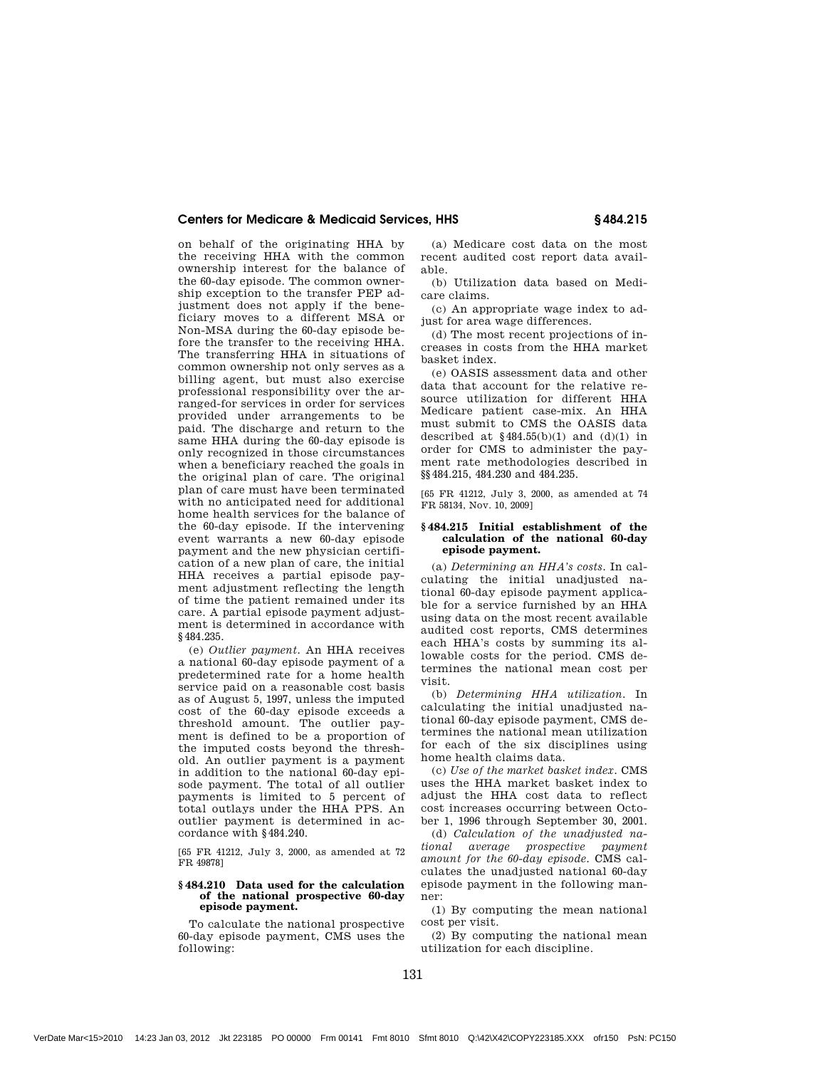on behalf of the originating HHA by the receiving HHA with the common ownership interest for the balance of the 60-day episode. The common ownership exception to the transfer PEP adjustment does not apply if the beneficiary moves to a different MSA or Non-MSA during the 60-day episode before the transfer to the receiving HHA. The transferring HHA in situations of common ownership not only serves as a billing agent, but must also exercise professional responsibility over the arranged-for services in order for services provided under arrangements to be paid. The discharge and return to the same HHA during the 60-day episode is only recognized in those circumstances when a beneficiary reached the goals in the original plan of care. The original plan of care must have been terminated with no anticipated need for additional home health services for the balance of the 60-day episode. If the intervening event warrants a new 60-day episode payment and the new physician certification of a new plan of care, the initial HHA receives a partial episode payment adjustment reflecting the length of time the patient remained under its care. A partial episode payment adjustment is determined in accordance with §484.235.

(e) *Outlier payment.* An HHA receives a national 60-day episode payment of a predetermined rate for a home health service paid on a reasonable cost basis as of August 5, 1997, unless the imputed cost of the 60-day episode exceeds a threshold amount. The outlier payment is defined to be a proportion of the imputed costs beyond the threshold. An outlier payment is a payment in addition to the national 60-day episode payment. The total of all outlier payments is limited to 5 percent of total outlays under the HHA PPS. An outlier payment is determined in accordance with §484.240.

[65 FR 41212, July 3, 2000, as amended at 72 FR 49878]

**§484.210 Data used for the calculation of the national prospective 60-day episode payment.**

To calculate the national prospective 60-day episode payment, CMS uses the following:

(a) Medicare cost data on the most recent audited cost report data available.

(b) Utilization data based on Medicare claims.

(c) An appropriate wage index to adjust for area wage differences.

(d) The most recent projections of increases in costs from the HHA market basket index.

(e) OASIS assessment data and other data that account for the relative resource utilization for different HHA Medicare patient case-mix. An HHA must submit to CMS the OASIS data described at §484.55(b)(1) and (d)(1) in order for CMS to administer the payment rate methodologies described in §§484.215, 484.230 and 484.235.

[65 FR 41212, July 3, 2000, as amended at 74 FR 58134, Nov. 10, 2009]

**§484.215 Initial establishment of the calculation of the national 60-day episode payment.**

(a) *Determining an HHA's costs.* In calculating the initial unadjusted national 60-day episode payment applicable for a service furnished by an HHA using data on the most recent available audited cost reports, CMS determines each HHA's costs by summing its allowable costs for the period. CMS determines the national mean cost per visit.

(b) *Determining HHA utilization.* In calculating the initial unadjusted national 60-day episode payment, CMS determines the national mean utilization for each of the six disciplines using home health claims data.

(c) *Use of the market basket index.* CMS uses the HHA market basket index to adjust the HHA cost data to reflect cost increases occurring between October 1, 1996 through September 30, 2001.

(d) *Calculation of the unadjusted national average prospective payment amount for the 60-day episode.* CMS calculates the unadjusted national 60-day episode payment in the following manner:

(1) By computing the mean national cost per visit.

(2) By computing the national mean utilization for each discipline.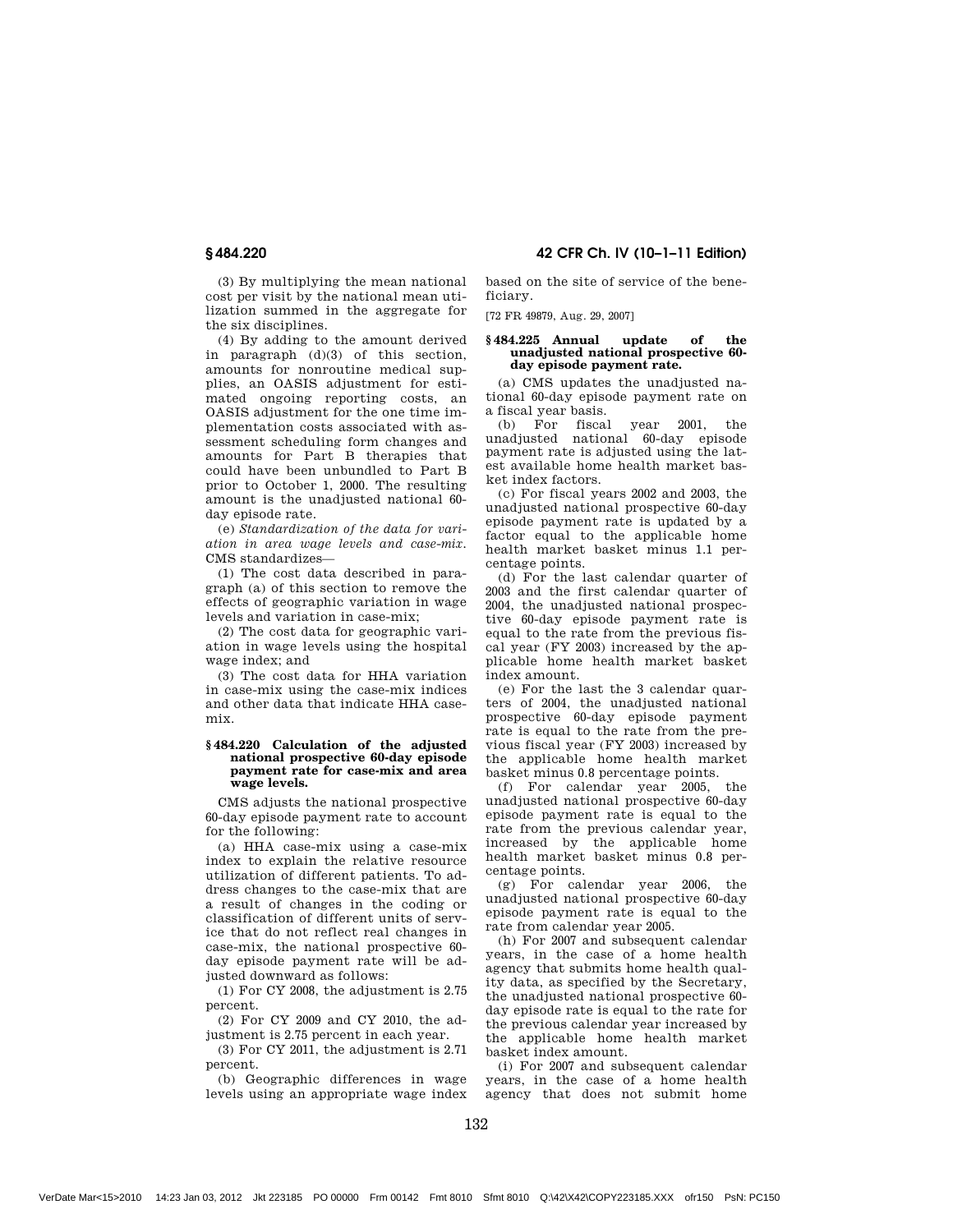(3) By multiplying the mean national cost per visit by the national mean utilization summed in the aggregate for the six disciplines.

(4) By adding to the amount derived in paragraph (d)(3) of this section, amounts for nonroutine medical supplies, an OASIS adjustment for estimated ongoing reporting costs, an OASIS adjustment for the one time implementation costs associated with assessment scheduling form changes and amounts for Part B therapies that could have been unbundled to Part B prior to October 1, 2000. The resulting amount is the unadjusted national 60-day episode rate.

(e) *Standardization of the data for variation in area wage levels and case-mix.* CMS standardizes—

(1) The cost data described in paragraph (a) of this section to remove the effects of geographic variation in wage levels and variation in case-mix;

(2) The cost data for geographic variation in wage levels using the hospital wage index; and

(3) The cost data for HHA variation in case-mix using the case-mix indices and other data that indicate HHA case-mix.

### § 484.220 Calculation of the adjusted national prospective 60-day episode payment rate for case-mix and area wage levels.

CMS adjusts the national prospective 60-day episode payment rate to account for the following:

(a) HHA case-mix using a case-mix index to explain the relative resource utilization of different patients. To address changes to the case-mix that are a result of changes in the coding or classification of different units of service that do not reflect real changes in case-mix, the national prospective 60-day episode payment rate will be adjusted downward as follows:

(1) For CY 2008, the adjustment is 2.75 percent.

(2) For CY 2009 and CY 2010, the adjustment is 2.75 percent in each year.

(3) For CY 2011, the adjustment is 2.71 percent.

(b) Geographic differences in wage levels using an appropriate wage index based on the site of service of the beneficiary.

[72 FR 49879, Aug. 29, 2007]

### § 484.225 Annual update of the unadjusted national prospective 60-day episode payment rate.

(a) CMS updates the unadjusted national 60-day episode payment rate on a fiscal year basis.

(b) For fiscal year 2001, the unadjusted national 60-day episode payment rate is adjusted using the latest available home health market basket index factors.

(c) For fiscal years 2002 and 2003, the unadjusted national prospective 60-day episode payment rate is updated by a factor equal to the applicable home health market basket minus 1.1 percentage points.

(d) For the last calendar quarter of 2003 and the first calendar quarter of 2004, the unadjusted national prospective 60-day episode payment rate is equal to the rate from the previous fiscal year (FY 2003) increased by the applicable home health market basket index amount.

(e) For the last the 3 calendar quarters of 2004, the unadjusted national prospective 60-day episode payment rate is equal to the rate from the previous fiscal year (FY 2003) increased by the applicable home health market basket minus 0.8 percentage points.

(f) For calendar year 2005, the unadjusted national prospective 60-day episode payment rate is equal to the rate from the previous calendar year, increased by the applicable home health market basket minus 0.8 percentage points.

(g) For calendar year 2006, the unadjusted national prospective 60-day episode payment rate is equal to the rate from calendar year 2005.

(h) For 2007 and subsequent calendar years, in the case of a home health agency that submits home health quality data, as specified by the Secretary, the unadjusted national prospective 60-day episode rate is equal to the rate for the previous calendar year increased by the applicable home health market basket index amount.

(i) For 2007 and subsequent calendar years, in the case of a home health agency that does not submit home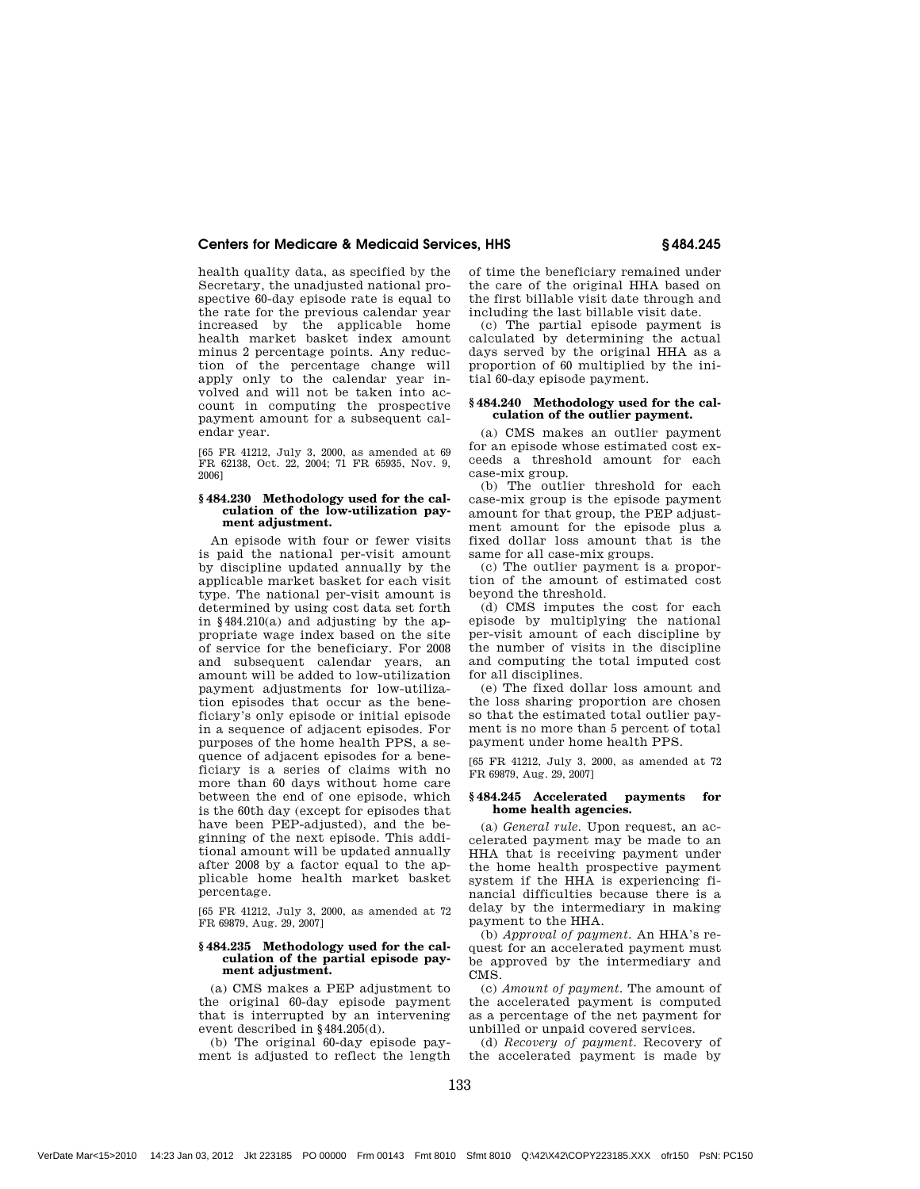health quality data, as specified by the Secretary, the unadjusted national prospective 60-day episode rate is equal to the rate for the previous calendar year increased by the applicable home health market basket index amount minus 2 percentage points. Any reduction of the percentage change will apply only to the calendar year involved and will not be taken into account in computing the prospective payment amount for a subsequent calendar year.

[65 FR 41212, July 3, 2000, as amended at 69 FR 62138, Oct. 22, 2004; 71 FR 65935, Nov. 9, 2006]

### § 484.230 Methodology used for the calculation of the low-utilization payment adjustment.

An episode with four or fewer visits is paid the national per-visit amount by discipline updated annually by the applicable market basket for each visit type. The national per-visit amount is determined by using cost data set forth in §484.210(a) and adjusting by the appropriate wage index based on the site of service for the beneficiary. For 2008 and subsequent calendar years, an amount will be added to low-utilization payment adjustments for low-utilization episodes that occur as the beneficiary's only episode or initial episode in a sequence of adjacent episodes. For purposes of the home health PPS, a sequence of adjacent episodes for a beneficiary is a series of claims with no more than 60 days without home care between the end of one episode, which is the 60th day (except for episodes that have been PEP-adjusted), and the beginning of the next episode. This additional amount will be updated annually after 2008 by a factor equal to the applicable home health market basket percentage.

[65 FR 41212, July 3, 2000, as amended at 72 FR 69879, Aug. 29, 2007]

### § 484.235 Methodology used for the calculation of the partial episode payment adjustment.

(a) CMS makes a PEP adjustment to the original 60-day episode payment that is interrupted by an intervening event described in §484.205(d).

(b) The original 60-day episode payment is adjusted to reflect the length of time the beneficiary remained under the care of the original HHA based on the first billable visit date through and including the last billable visit date.

(c) The partial episode payment is calculated by determining the actual days served by the original HHA as a proportion of 60 multiplied by the initial 60-day episode payment.

### § 484.240 Methodology used for the calculation of the outlier payment.

(a) CMS makes an outlier payment for an episode whose estimated cost exceeds a threshold amount for each case-mix group.

(b) The outlier threshold for each case-mix group is the episode payment amount for that group, the PEP adjustment amount for the episode plus a fixed dollar loss amount that is the same for all case-mix groups.

(c) The outlier payment is a proportion of the amount of estimated cost beyond the threshold.

(d) CMS imputes the cost for each episode by multiplying the national per-visit amount of each discipline by the number of visits in the discipline and computing the total imputed cost for all disciplines.

(e) The fixed dollar loss amount and the loss sharing proportion are chosen so that the estimated total outlier payment is no more than 5 percent of total payment under home health PPS.

[65 FR 41212, July 3, 2000, as amended at 72 FR 69879, Aug. 29, 2007]

### § 484.245 Accelerated payments for home health agencies.

(a) *General rule.* Upon request, an accelerated payment may be made to an HHA that is receiving payment under the home health prospective payment system if the HHA is experiencing financial difficulties because there is a delay by the intermediary in making payment to the HHA.

(b) *Approval of payment.* An HHA's request for an accelerated payment must be approved by the intermediary and CMS.

(c) *Amount of payment.* The amount of the accelerated payment is computed as a percentage of the net payment for unbilled or unpaid covered services.

(d) *Recovery of payment.* Recovery of the accelerated payment is made by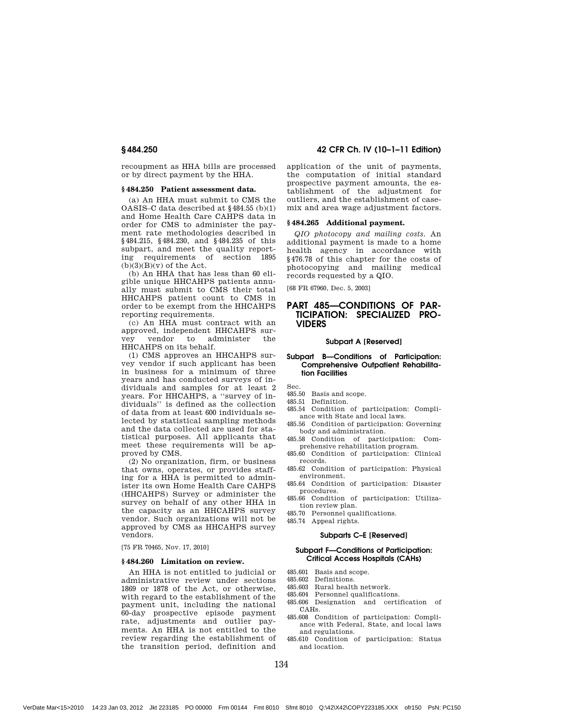recoupment as HHA bills are processed or by direct payment by the HHA.

### § 484.250 Patient assessment data.

(a) An HHA must submit to CMS the OASIS–C data described at § 484.55 (b)(1) and Home Health Care CAHPS data in order for CMS to administer the payment rate methodologies described in § 484.215, § 484.230, and § 484.235 of this subpart, and meet the quality reporting requirements of section 1895 (b)(3)(B)(v) of the Act.

(b) An HHA that has less than 60 eligible unique HHCAHPS patients annually must submit to CMS their total HHCAHPS patient count to CMS in order to be exempt from the HHCAHPS reporting requirements.

(c) An HHA must contract with an approved, independent HHCAHPS survey vendor to administer the HHCAHPS on its behalf.

(1) CMS approves an HHCAHPS survey vendor if such applicant has been in business for a minimum of three years and has conducted surveys of individuals and samples for at least 2 years. For HHCAHPS, a ''survey of individuals'' is defined as the collection of data from at least 600 individuals selected by statistical sampling methods and the data collected are used for statistical purposes. All applicants that meet these requirements will be approved by CMS.

(2) No organization, firm, or business that owns, operates, or provides staffing for a HHA is permitted to administer its own Home Health Care CAHPS (HHCAHPS) Survey or administer the survey on behalf of any other HHA in the capacity as an HHCAHPS survey vendor. Such organizations will not be approved by CMS as HHCAHPS survey vendors.

[75 FR 70465, Nov. 17, 2010]

### § 484.260 Limitation on review.

An HHA is not entitled to judicial or administrative review under sections 1869 or 1878 of the Act, or otherwise, with regard to the establishment of the payment unit, including the national 60-day prospective episode payment rate, adjustments and outlier payments. An HHA is not entitled to the review regarding the establishment of the transition period, definition and application of the unit of payments, the computation of initial standard prospective payment amounts, the establishment of the adjustment for outliers, and the establishment of case-mix and area wage adjustment factors.

### § 484.265 Additional payment.

*QIO photocopy and mailing costs.* An additional payment is made to a home health agency in accordance with § 476.78 of this chapter for the costs of photocopying and mailing medical records requested by a QIO.

[68 FR 67960, Dec. 5, 2003]

# PART 485—CONDITIONS OF PARTICIPATION: SPECIALIZED PROVIDERS

## Subpart A [Reserved]

## Subpart B—Conditions of Participation: Comprehensive Outpatient Rehabilitation Facilities

Sec.

485.50 Basis and scope.
485.51 Definition.
485.54 Condition of participation: Compliance with State and local laws.
485.56 Condition of participation: Governing body and administration.
485.58 Condition of participation: Comprehensive rehabilitation program.
485.60 Condition of participation: Clinical records.
485.62 Condition of participation: Physical environment.
485.64 Condition of participation: Disaster procedures.
485.66 Condition of participation: Utilization review plan.
485.70 Personnel qualifications.
485.74 Appeal rights.

## Subparts C–E [Reserved]

## Subpart F—Conditions of Participation: Critical Access Hospitals (CAHs)

485.601 Basis and scope.
485.602 Definitions.
485.603 Rural health network.
485.604 Personnel qualifications.
485.606 Designation and certification of CAHs.
485.608 Condition of participation: Compliance with Federal, State, and local laws and regulations.
485.610 Condition of participation: Status and location.